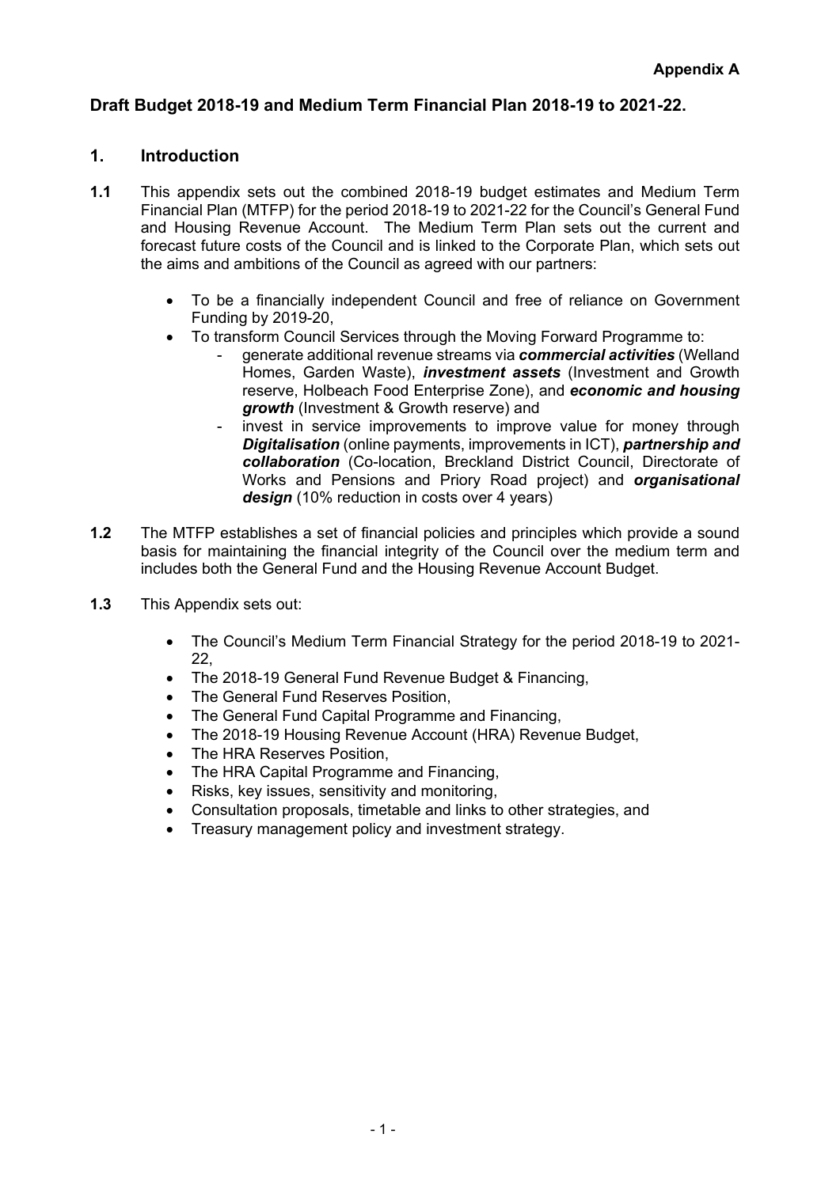**Appendix A**

## Draft Budget 2018-19 and Medium Term Financial Plan 2018-19 to 2021-22.

## 1. Introduction

**1.1** This appendix sets out the combined 2018-19 budget estimates and Medium Term Financial Plan (MTFP) for the period 2018-19 to 2021-22 for the Council's General Fund and Housing Revenue Account. The Medium Term Plan sets out the current and forecast future costs of the Council and is linked to the Corporate Plan, which sets out the aims and ambitions of the Council as agreed with our partners:

- To be a financially independent Council and free of reliance on Government Funding by 2019-20,
- To transform Council Services through the Moving Forward Programme to:
  - generate additional revenue streams via ***commercial activities*** (Welland Homes, Garden Waste), ***investment assets*** (Investment and Growth reserve, Holbeach Food Enterprise Zone), and ***economic and housing growth*** (Investment & Growth reserve) and
  - invest in service improvements to improve value for money through ***Digitalisation*** (online payments, improvements in ICT), ***partnership and collaboration*** (Co-location, Breckland District Council, Directorate of Works and Pensions and Priory Road project) and ***organisational design*** (10% reduction in costs over 4 years)

**1.2** The MTFP establishes a set of financial policies and principles which provide a sound basis for maintaining the financial integrity of the Council over the medium term and includes both the General Fund and the Housing Revenue Account Budget.

**1.3** This Appendix sets out:

- The Council's Medium Term Financial Strategy for the period 2018-19 to 2021-22,
- The 2018-19 General Fund Revenue Budget & Financing,
- The General Fund Reserves Position,
- The General Fund Capital Programme and Financing,
- The 2018-19 Housing Revenue Account (HRA) Revenue Budget,
- The HRA Reserves Position,
- The HRA Capital Programme and Financing,
- Risks, key issues, sensitivity and monitoring,
- Consultation proposals, timetable and links to other strategies, and
- Treasury management policy and investment strategy.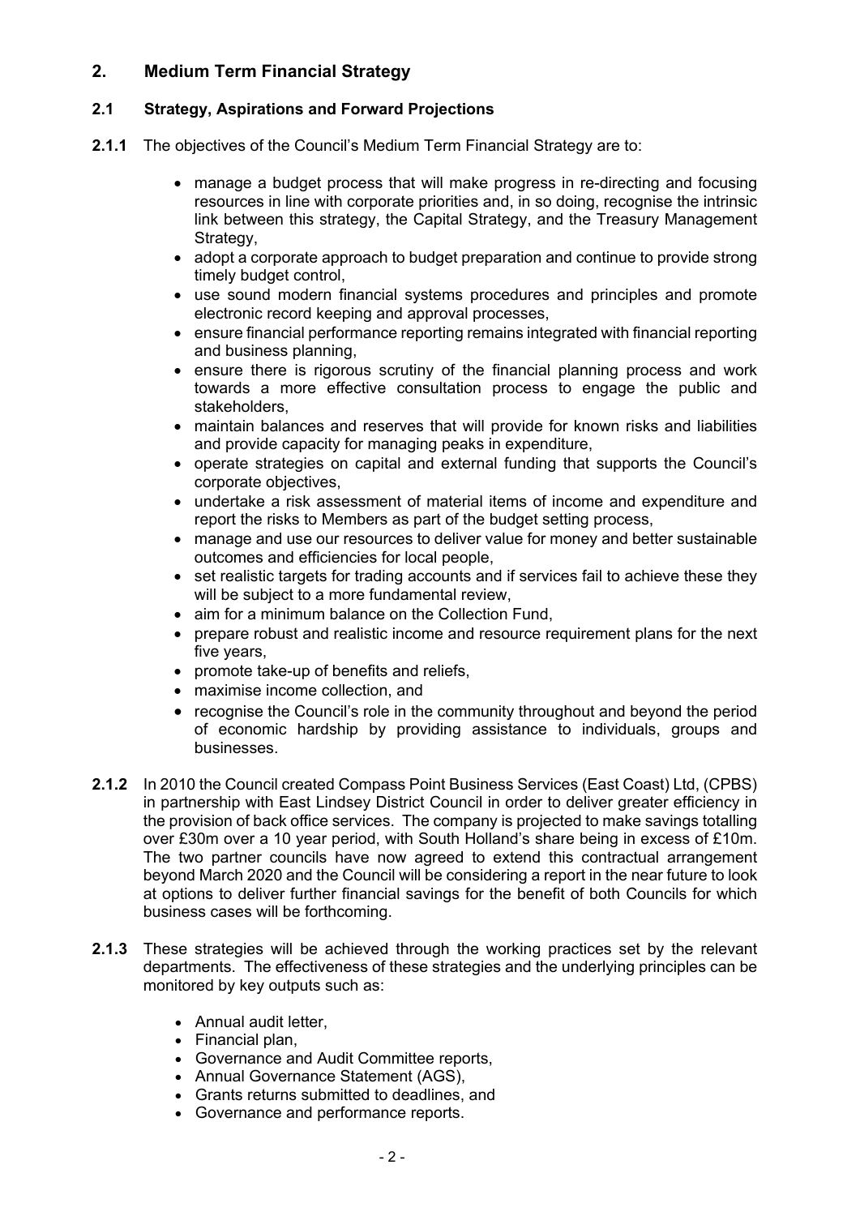## 2. Medium Term Financial Strategy

### 2.1 Strategy, Aspirations and Forward Projections

**2.1.1** The objectives of the Council's Medium Term Financial Strategy are to:

- manage a budget process that will make progress in re-directing and focusing resources in line with corporate priorities and, in so doing, recognise the intrinsic link between this strategy, the Capital Strategy, and the Treasury Management Strategy,
- adopt a corporate approach to budget preparation and continue to provide strong timely budget control,
- use sound modern financial systems procedures and principles and promote electronic record keeping and approval processes,
- ensure financial performance reporting remains integrated with financial reporting and business planning,
- ensure there is rigorous scrutiny of the financial planning process and work towards a more effective consultation process to engage the public and stakeholders,
- maintain balances and reserves that will provide for known risks and liabilities and provide capacity for managing peaks in expenditure,
- operate strategies on capital and external funding that supports the Council's corporate objectives,
- undertake a risk assessment of material items of income and expenditure and report the risks to Members as part of the budget setting process,
- manage and use our resources to deliver value for money and better sustainable outcomes and efficiencies for local people,
- set realistic targets for trading accounts and if services fail to achieve these they will be subject to a more fundamental review,
- aim for a minimum balance on the Collection Fund,
- prepare robust and realistic income and resource requirement plans for the next five years,
- promote take-up of benefits and reliefs,
- maximise income collection, and
- recognise the Council's role in the community throughout and beyond the period of economic hardship by providing assistance to individuals, groups and businesses.

**2.1.2** In 2010 the Council created Compass Point Business Services (East Coast) Ltd, (CPBS) in partnership with East Lindsey District Council in order to deliver greater efficiency in the provision of back office services. The company is projected to make savings totalling over £30m over a 10 year period, with South Holland's share being in excess of £10m. The two partner councils have now agreed to extend this contractual arrangement beyond March 2020 and the Council will be considering a report in the near future to look at options to deliver further financial savings for the benefit of both Councils for which business cases will be forthcoming.

**2.1.3** These strategies will be achieved through the working practices set by the relevant departments. The effectiveness of these strategies and the underlying principles can be monitored by key outputs such as:

- Annual audit letter,
- Financial plan,
- Governance and Audit Committee reports,
- Annual Governance Statement (AGS),
- Grants returns submitted to deadlines, and
- Governance and performance reports.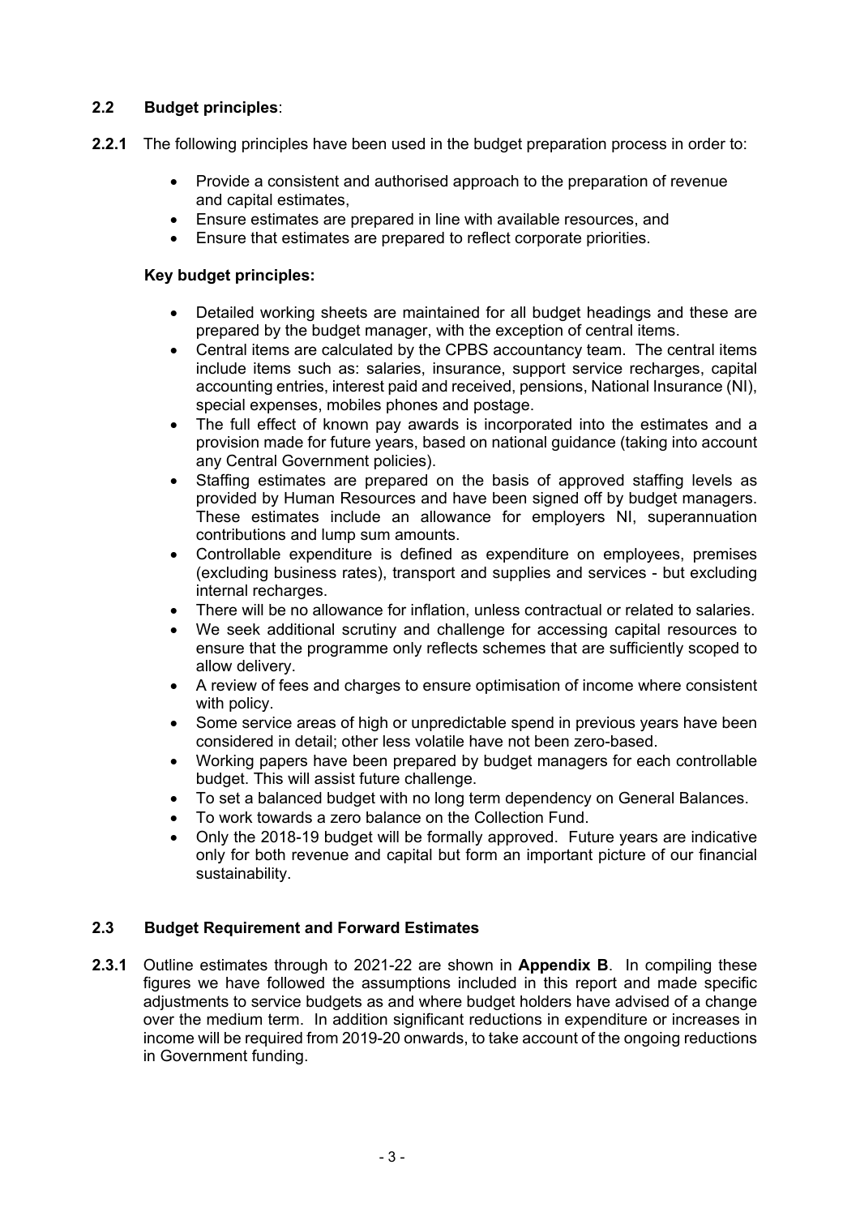## 2.2 Budget principles:

**2.2.1** The following principles have been used in the budget preparation process in order to:

- Provide a consistent and authorised approach to the preparation of revenue and capital estimates,
- Ensure estimates are prepared in line with available resources, and
- Ensure that estimates are prepared to reflect corporate priorities.

**Key budget principles:**

- Detailed working sheets are maintained for all budget headings and these are prepared by the budget manager, with the exception of central items.
- Central items are calculated by the CPBS accountancy team. The central items include items such as: salaries, insurance, support service recharges, capital accounting entries, interest paid and received, pensions, National Insurance (NI), special expenses, mobiles phones and postage.
- The full effect of known pay awards is incorporated into the estimates and a provision made for future years, based on national guidance (taking into account any Central Government policies).
- Staffing estimates are prepared on the basis of approved staffing levels as provided by Human Resources and have been signed off by budget managers. These estimates include an allowance for employers NI, superannuation contributions and lump sum amounts.
- Controllable expenditure is defined as expenditure on employees, premises (excluding business rates), transport and supplies and services - but excluding internal recharges.
- There will be no allowance for inflation, unless contractual or related to salaries.
- We seek additional scrutiny and challenge for accessing capital resources to ensure that the programme only reflects schemes that are sufficiently scoped to allow delivery.
- A review of fees and charges to ensure optimisation of income where consistent with policy.
- Some service areas of high or unpredictable spend in previous years have been considered in detail; other less volatile have not been zero-based.
- Working papers have been prepared by budget managers for each controllable budget. This will assist future challenge.
- To set a balanced budget with no long term dependency on General Balances.
- To work towards a zero balance on the Collection Fund.
- Only the 2018-19 budget will be formally approved. Future years are indicative only for both revenue and capital but form an important picture of our financial sustainability.

## 2.3 Budget Requirement and Forward Estimates

**2.3.1** Outline estimates through to 2021-22 are shown in **Appendix B**. In compiling these figures we have followed the assumptions included in this report and made specific adjustments to service budgets as and where budget holders have advised of a change over the medium term. In addition significant reductions in expenditure or increases in income will be required from 2019-20 onwards, to take account of the ongoing reductions in Government funding.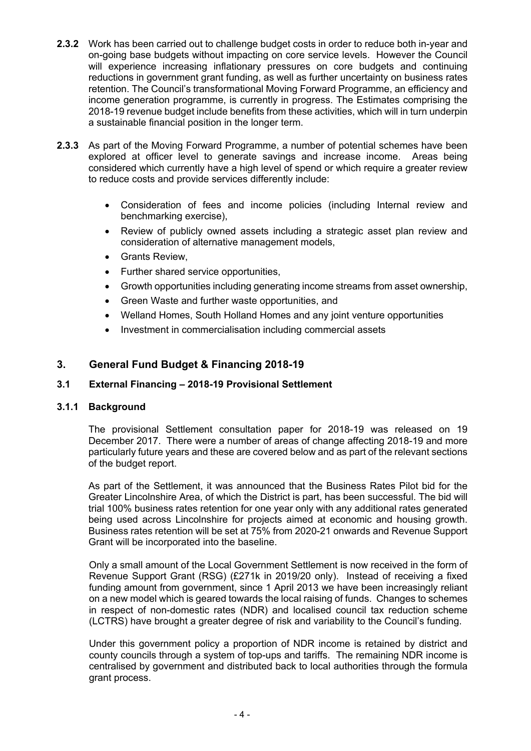**2.3.2** Work has been carried out to challenge budget costs in order to reduce both in-year and on-going base budgets without impacting on core service levels. However the Council will experience increasing inflationary pressures on core budgets and continuing reductions in government grant funding, as well as further uncertainty on business rates retention. The Council's transformational Moving Forward Programme, an efficiency and income generation programme, is currently in progress. The Estimates comprising the 2018-19 revenue budget include benefits from these activities, which will in turn underpin a sustainable financial position in the longer term.

**2.3.3** As part of the Moving Forward Programme, a number of potential schemes have been explored at officer level to generate savings and increase income. Areas being considered which currently have a high level of spend or which require a greater review to reduce costs and provide services differently include:

- Consideration of fees and income policies (including Internal review and benchmarking exercise),
- Review of publicly owned assets including a strategic asset plan review and consideration of alternative management models,
- Grants Review,
- Further shared service opportunities,
- Growth opportunities including generating income streams from asset ownership,
- Green Waste and further waste opportunities, and
- Welland Homes, South Holland Homes and any joint venture opportunities
- Investment in commercialisation including commercial assets

## 3. General Fund Budget & Financing 2018-19

### 3.1 External Financing – 2018-19 Provisional Settlement

#### 3.1.1 Background

The provisional Settlement consultation paper for 2018-19 was released on 19 December 2017. There were a number of areas of change affecting 2018-19 and more particularly future years and these are covered below and as part of the relevant sections of the budget report.

As part of the Settlement, it was announced that the Business Rates Pilot bid for the Greater Lincolnshire Area, of which the District is part, has been successful. The bid will trial 100% business rates retention for one year only with any additional rates generated being used across Lincolnshire for projects aimed at economic and housing growth. Business rates retention will be set at 75% from 2020-21 onwards and Revenue Support Grant will be incorporated into the baseline.

Only a small amount of the Local Government Settlement is now received in the form of Revenue Support Grant (RSG) (£271k in 2019/20 only). Instead of receiving a fixed funding amount from government, since 1 April 2013 we have been increasingly reliant on a new model which is geared towards the local raising of funds. Changes to schemes in respect of non-domestic rates (NDR) and localised council tax reduction scheme (LCTRS) have brought a greater degree of risk and variability to the Council's funding.

Under this government policy a proportion of NDR income is retained by district and county councils through a system of top-ups and tariffs. The remaining NDR income is centralised by government and distributed back to local authorities through the formula grant process.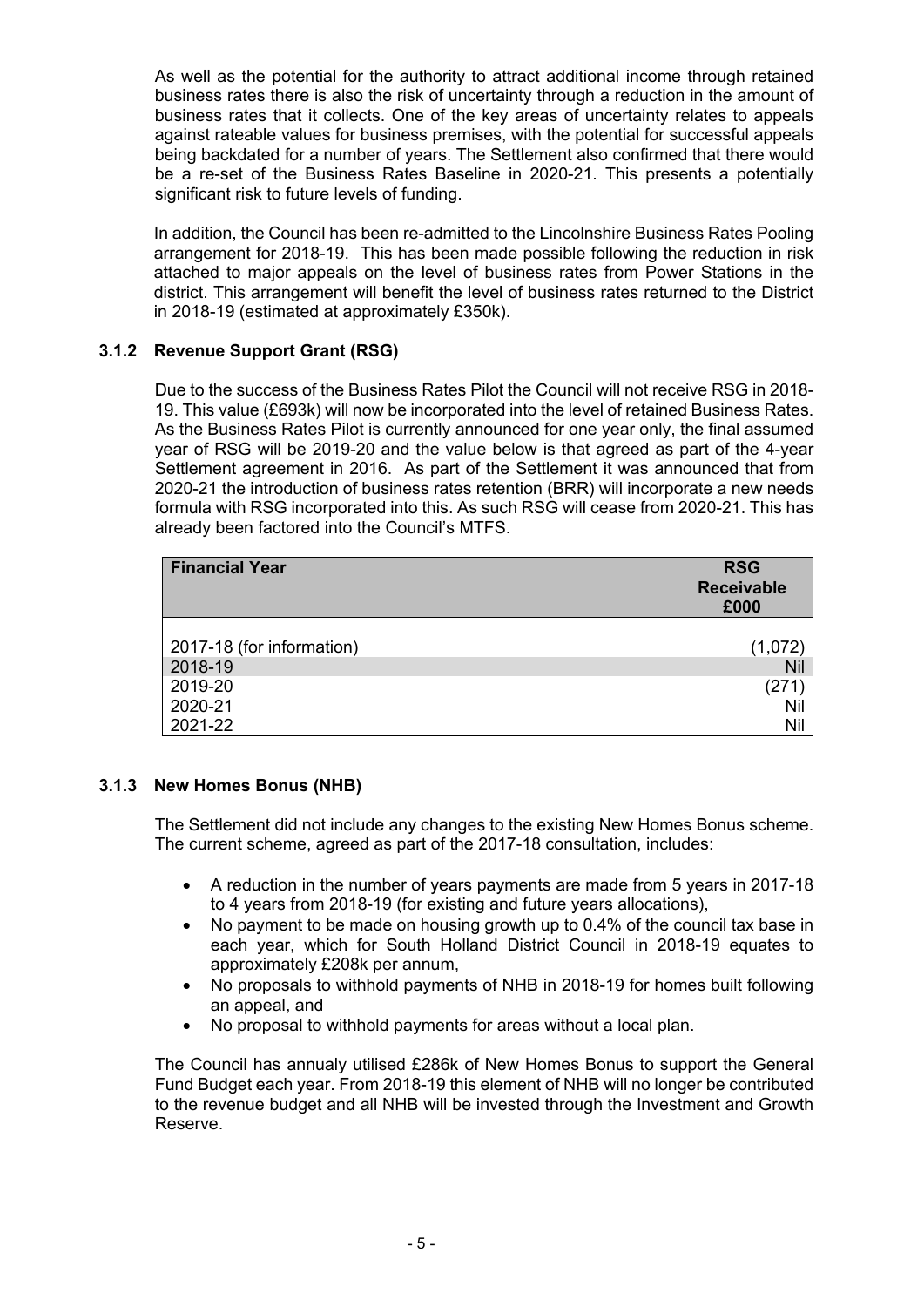As well as the potential for the authority to attract additional income through retained business rates there is also the risk of uncertainty through a reduction in the amount of business rates that it collects. One of the key areas of uncertainty relates to appeals against rateable values for business premises, with the potential for successful appeals being backdated for a number of years. The Settlement also confirmed that there would be a re-set of the Business Rates Baseline in 2020-21. This presents a potentially significant risk to future levels of funding.

In addition, the Council has been re-admitted to the Lincolnshire Business Rates Pooling arrangement for 2018-19. This has been made possible following the reduction in risk attached to major appeals on the level of business rates from Power Stations in the district. This arrangement will benefit the level of business rates returned to the District in 2018-19 (estimated at approximately £350k).

### 3.1.2 Revenue Support Grant (RSG)

Due to the success of the Business Rates Pilot the Council will not receive RSG in 2018-19. This value (£693k) will now be incorporated into the level of retained Business Rates. As the Business Rates Pilot is currently announced for one year only, the final assumed year of RSG will be 2019-20 and the value below is that agreed as part of the 4-year Settlement agreement in 2016. As part of the Settlement it was announced that from 2020-21 the introduction of business rates retention (BRR) will incorporate a new needs formula with RSG incorporated into this. As such RSG will cease from 2020-21. This has already been factored into the Council's MTFS.

| Financial Year | RSG Receivable £000 |
|---|---|
| 2017-18 (for information) | (1,072) |
| 2018-19 | Nil |
| 2019-20 | (271) |
| 2020-21 | Nil |
| 2021-22 | Nil |

### 3.1.3 New Homes Bonus (NHB)

The Settlement did not include any changes to the existing New Homes Bonus scheme. The current scheme, agreed as part of the 2017-18 consultation, includes:

- A reduction in the number of years payments are made from 5 years in 2017-18 to 4 years from 2018-19 (for existing and future years allocations),
- No payment to be made on housing growth up to 0.4% of the council tax base in each year, which for South Holland District Council in 2018-19 equates to approximately £208k per annum,
- No proposals to withhold payments of NHB in 2018-19 for homes built following an appeal, and
- No proposal to withhold payments for areas without a local plan.

The Council has annualy utilised £286k of New Homes Bonus to support the General Fund Budget each year. From 2018-19 this element of NHB will no longer be contributed to the revenue budget and all NHB will be invested through the Investment and Growth Reserve.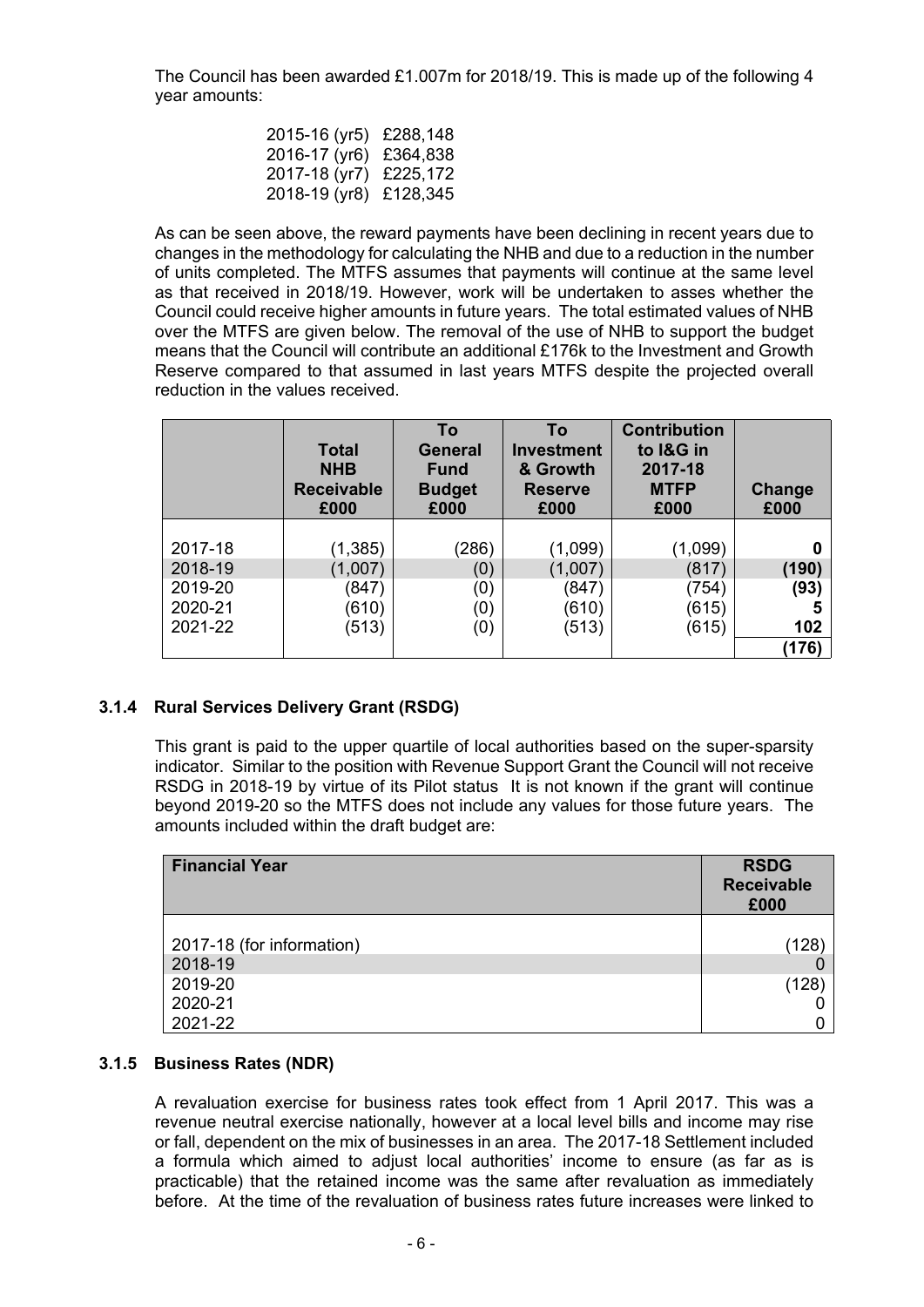The Council has been awarded £1.007m for 2018/19. This is made up of the following 4 year amounts:

2015-16 (yr5) £288,148
2016-17 (yr6) £364,838
2017-18 (yr7) £225,172
2018-19 (yr8) £128,345

As can be seen above, the reward payments have been declining in recent years due to changes in the methodology for calculating the NHB and due to a reduction in the number of units completed. The MTFS assumes that payments will continue at the same level as that received in 2018/19. However, work will be undertaken to asses whether the Council could receive higher amounts in future years. The total estimated values of NHB over the MTFS are given below. The removal of the use of NHB to support the budget means that the Council will contribute an additional £176k to the Investment and Growth Reserve compared to that assumed in last years MTFS despite the projected overall reduction in the values received.

| | Total NHB Receivable £000 | To General Fund Budget £000 | To Investment & Growth Reserve £000 | Contribution to I&G in 2017-18 MTFP £000 | Change £000 |
|---|---|---|---|---|---|
| 2017-18 | (1,385) | (286) | (1,099) | (1,099) | **0** |
| 2018-19 | (1,007) | (0) | (1,007) | (817) | **(190)** |
| 2019-20 | (847) | (0) | (847) | (754) | **(93)** |
| 2020-21 | (610) | (0) | (610) | (615) | **5** |
| 2021-22 | (513) | (0) | (513) | (615) | **102** |
| | | | | | **(176)** |

### 3.1.4 Rural Services Delivery Grant (RSDG)

This grant is paid to the upper quartile of local authorities based on the super-sparsity indicator. Similar to the position with Revenue Support Grant the Council will not receive RSDG in 2018-19 by virtue of its Pilot status It is not known if the grant will continue beyond 2019-20 so the MTFS does not include any values for those future years. The amounts included within the draft budget are:

| Financial Year | RSDG Receivable £000 |
|---|---|
| 2017-18 (for information) | (128) |
| 2018-19 | 0 |
| 2019-20 | (128) |
| 2020-21 | 0 |
| 2021-22 | 0 |

### 3.1.5 Business Rates (NDR)

A revaluation exercise for business rates took effect from 1 April 2017. This was a revenue neutral exercise nationally, however at a local level bills and income may rise or fall, dependent on the mix of businesses in an area. The 2017-18 Settlement included a formula which aimed to adjust local authorities' income to ensure (as far as is practicable) that the retained income was the same after revaluation as immediately before. At the time of the revaluation of business rates future increases were linked to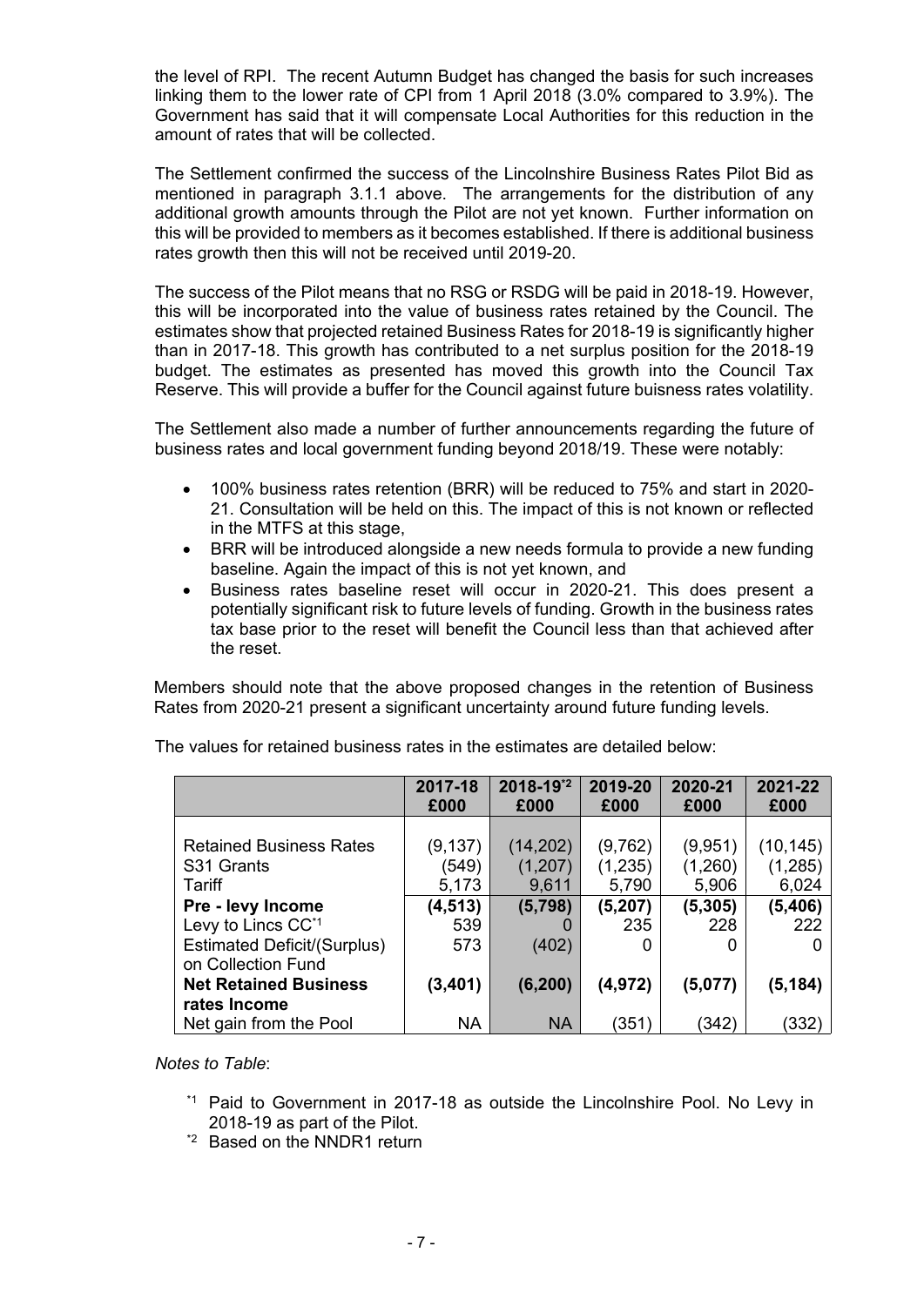the level of RPI. The recent Autumn Budget has changed the basis for such increases linking them to the lower rate of CPI from 1 April 2018 (3.0% compared to 3.9%). The Government has said that it will compensate Local Authorities for this reduction in the amount of rates that will be collected.

The Settlement confirmed the success of the Lincolnshire Business Rates Pilot Bid as mentioned in paragraph 3.1.1 above. The arrangements for the distribution of any additional growth amounts through the Pilot are not yet known. Further information on this will be provided to members as it becomes established. If there is additional business rates growth then this will not be received until 2019-20.

The success of the Pilot means that no RSG or RSDG will be paid in 2018-19. However, this will be incorporated into the value of business rates retained by the Council. The estimates show that projected retained Business Rates for 2018-19 is significantly higher than in 2017-18. This growth has contributed to a net surplus position for the 2018-19 budget. The estimates as presented has moved this growth into the Council Tax Reserve. This will provide a buffer for the Council against future buisness rates volatility.

The Settlement also made a number of further announcements regarding the future of business rates and local government funding beyond 2018/19. These were notably:

- 100% business rates retention (BRR) will be reduced to 75% and start in 2020-21. Consultation will be held on this. The impact of this is not known or reflected in the MTFS at this stage,
- BRR will be introduced alongside a new needs formula to provide a new funding baseline. Again the impact of this is not yet known, and
- Business rates baseline reset will occur in 2020-21. This does present a potentially significant risk to future levels of funding. Growth in the business rates tax base prior to the reset will benefit the Council less than that achieved after the reset.

Members should note that the above proposed changes in the retention of Business Rates from 2020-21 present a significant uncertainty around future funding levels.

The values for retained business rates in the estimates are detailed below:

| | 2017-18 £000 | 2018-19[*2] £000 | 2019-20 £000 | 2020-21 £000 | 2021-22 £000 |
|---|---|---|---|---|---|
| Retained Business Rates | (9,137) | (14,202) | (9,762) | (9,951) | (10,145) |
| S31 Grants | (549) | (1,207) | (1,235) | (1,260) | (1,285) |
| Tariff | 5,173 | 9,611 | 5,790 | 5,906 | 6,024 |
| **Pre - levy Income** | **(4,513)** | **(5,798)** | **(5,207)** | **(5,305)** | **(5,406)** |
| Levy to Lincs CC[*1] | 539 | 0 | 235 | 228 | 222 |
| Estimated Deficit/(Surplus) on Collection Fund | 573 | (402) | 0 | 0 | 0 |
| **Net Retained Business rates Income** | **(3,401)** | **(6,200)** | **(4,972)** | **(5,077)** | **(5,184)** |
| Net gain from the Pool | NA | NA | (351) | (342) | (332) |

*Notes to Table*:

- [*1] Paid to Government in 2017-18 as outside the Lincolnshire Pool. No Levy in 2018-19 as part of the Pilot.
- [*2] Based on the NNDR1 return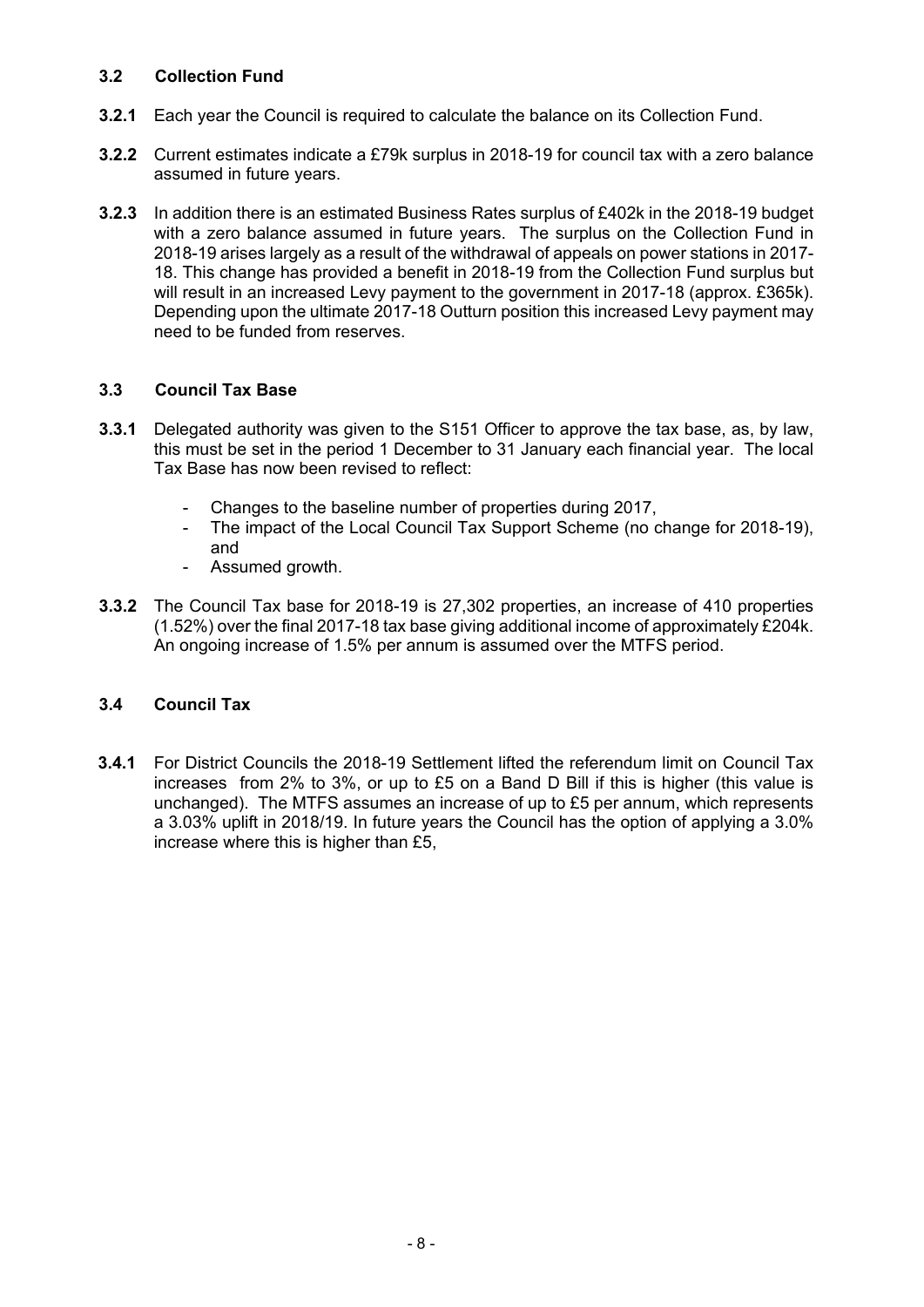### 3.2 Collection Fund

**3.2.1** Each year the Council is required to calculate the balance on its Collection Fund.

**3.2.2** Current estimates indicate a £79k surplus in 2018-19 for council tax with a zero balance assumed in future years.

**3.2.3** In addition there is an estimated Business Rates surplus of £402k in the 2018-19 budget with a zero balance assumed in future years. The surplus on the Collection Fund in 2018-19 arises largely as a result of the withdrawal of appeals on power stations in 2017-18. This change has provided a benefit in 2018-19 from the Collection Fund surplus but will result in an increased Levy payment to the government in 2017-18 (approx. £365k). Depending upon the ultimate 2017-18 Outturn position this increased Levy payment may need to be funded from reserves.

### 3.3 Council Tax Base

**3.3.1** Delegated authority was given to the S151 Officer to approve the tax base, as, by law, this must be set in the period 1 December to 31 January each financial year. The local Tax Base has now been revised to reflect:

- Changes to the baseline number of properties during 2017,
- The impact of the Local Council Tax Support Scheme (no change for 2018-19), and
- Assumed growth.

**3.3.2** The Council Tax base for 2018-19 is 27,302 properties, an increase of 410 properties (1.52%) over the final 2017-18 tax base giving additional income of approximately £204k. An ongoing increase of 1.5% per annum is assumed over the MTFS period.

### 3.4 Council Tax

**3.4.1** For District Councils the 2018-19 Settlement lifted the referendum limit on Council Tax increases from 2% to 3%, or up to £5 on a Band D Bill if this is higher (this value is unchanged). The MTFS assumes an increase of up to £5 per annum, which represents a 3.03% uplift in 2018/19. In future years the Council has the option of applying a 3.0% increase where this is higher than £5,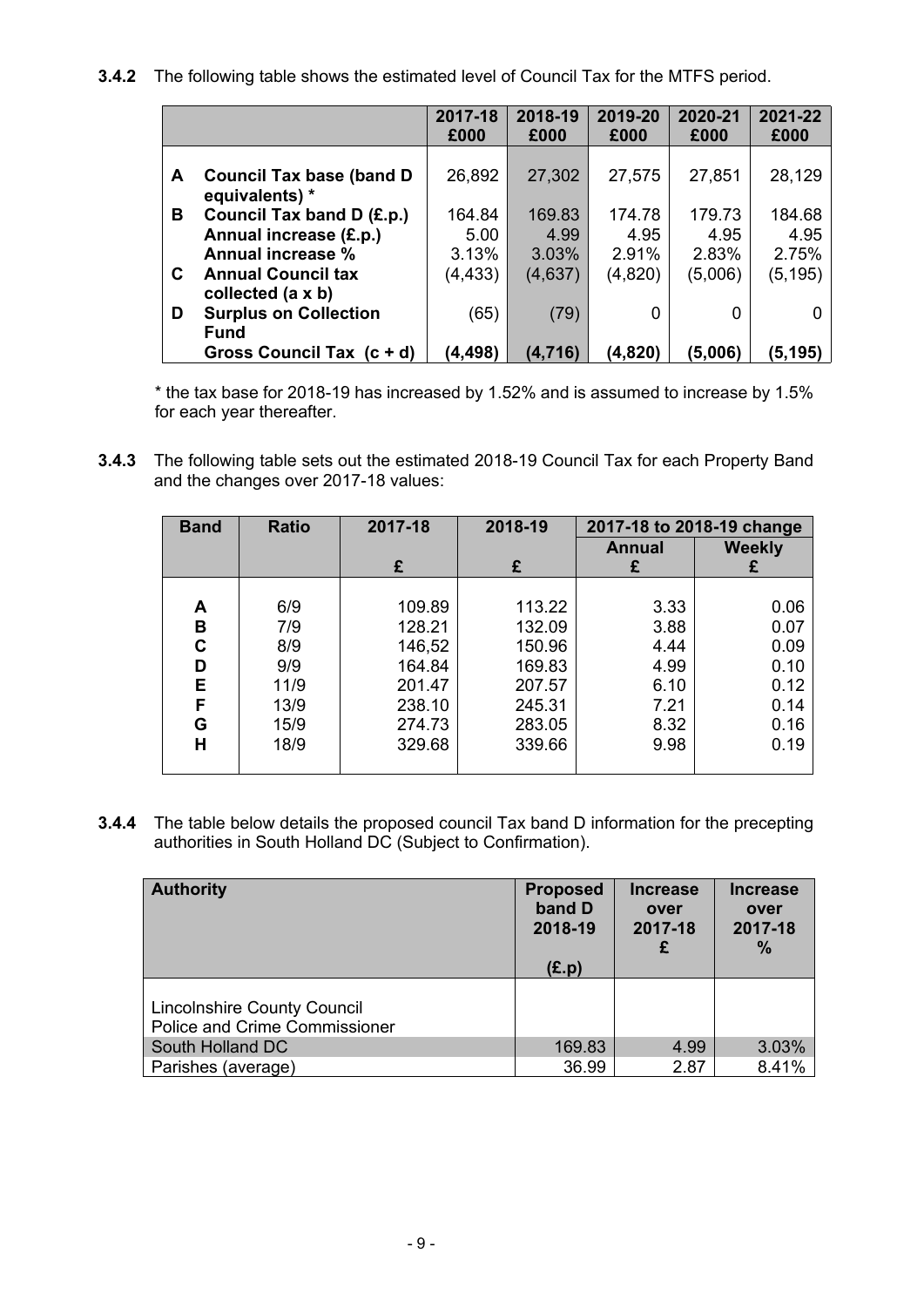**3.4.2** The following table shows the estimated level of Council Tax for the MTFS period.

| | | 2017-18 £000 | 2018-19 £000 | 2019-20 £000 | 2020-21 £000 | 2021-22 £000 |
|---|---|---|---|---|---|---|
| **A** | **Council Tax base (band D equivalents) *** | 26,892 | 27,302 | 27,575 | 27,851 | 28,129 |
| **B** | **Council Tax band D (£.p.)** | 164.84 | 169.83 | 174.78 | 179.73 | 184.68 |
| | **Annual increase (£.p.)** | 5.00 | 4.99 | 4.95 | 4.95 | 4.95 |
| | **Annual increase %** | 3.13% | 3.03% | 2.91% | 2.83% | 2.75% |
| **C** | **Annual Council tax collected (a x b)** | (4,433) | (4,637) | (4,820) | (5,006) | (5,195) |
| **D** | **Surplus on Collection Fund** | (65) | (79) | 0 | 0 | 0 |
| | **Gross Council Tax (c + d)** | **(4,498)** | **(4,716)** | **(4,820)** | **(5,006)** | **(5,195)** |

* the tax base for 2018-19 has increased by 1.52% and is assumed to increase by 1.5% for each year thereafter.

**3.4.3** The following table sets out the estimated 2018-19 Council Tax for each Property Band and the changes over 2017-18 values:

| Band | Ratio | 2017-18 | 2018-19 | 2017-18 to 2018-19 change | |
|---|---|---|---|---|---|
| | | £ | £ | Annual £ | Weekly £ |
| A | 6/9 | 109.89 | 113.22 | 3.33 | 0.06 |
| B | 7/9 | 128.21 | 132.09 | 3.88 | 0.07 |
| C | 8/9 | 146,52 | 150.96 | 4.44 | 0.09 |
| D | 9/9 | 164.84 | 169.83 | 4.99 | 0.10 |
| E | 11/9 | 201.47 | 207.57 | 6.10 | 0.12 |
| F | 13/9 | 238.10 | 245.31 | 7.21 | 0.14 |
| G | 15/9 | 274.73 | 283.05 | 8.32 | 0.16 |
| H | 18/9 | 329.68 | 339.66 | 9.98 | 0.19 |

**3.4.4** The table below details the proposed council Tax band D information for the precepting authorities in South Holland DC (Subject to Confirmation).

| Authority | Proposed band D 2018-19 (£.p) | Increase over 2017-18 £ | Increase over 2017-18 % |
|---|---|---|---|
| Lincolnshire County Council | | | |
| Police and Crime Commissioner | | | |
| South Holland DC | 169.83 | 4.99 | 3.03% |
| Parishes (average) | 36.99 | 2.87 | 8.41% |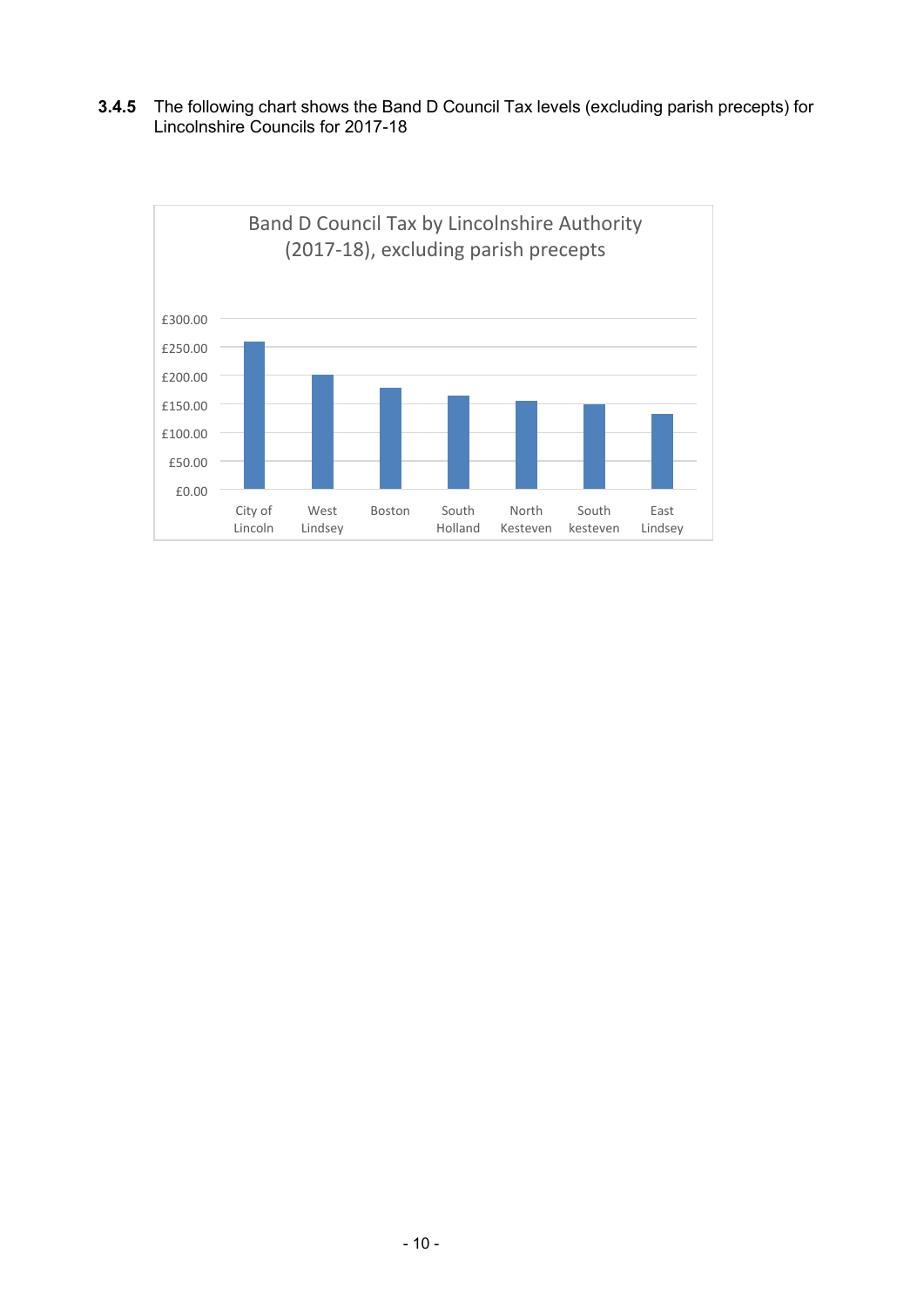**3.4.5** The following chart shows the Band D Council Tax levels (excluding parish precepts) for Lincolnshire Councils for 2017-18

Band D Council Tax by Lincolnshire Authority (2017-18), excluding parish precepts

£300.00
£250.00
£200.00
£150.00
£100.00
£50.00
£0.00

City of Lincoln
West Lindsey
Boston
South Holland
North Kesteven
South kesteven
East Lindsey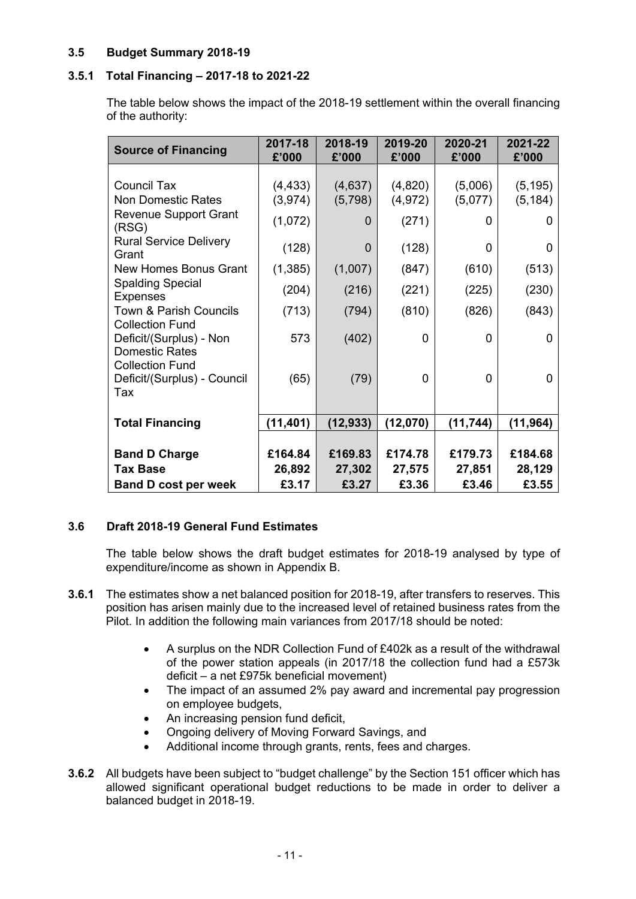### 3.5 Budget Summary 2018-19

#### 3.5.1 Total Financing – 2017-18 to 2021-22

The table below shows the impact of the 2018-19 settlement within the overall financing of the authority:

| Source of Financing | 2017-18 £'000 | 2018-19 £'000 | 2019-20 £'000 | 2020-21 £'000 | 2021-22 £'000 |
|---|---|---|---|---|---|
| Council Tax | (4,433) | (4,637) | (4,820) | (5,006) | (5,195) |
| Non Domestic Rates | (3,974) | (5,798) | (4,972) | (5,077) | (5,184) |
| Revenue Support Grant (RSG) | (1,072) | 0 | (271) | 0 | 0 |
| Rural Service Delivery Grant | (128) | 0 | (128) | 0 | 0 |
| New Homes Bonus Grant | (1,385) | (1,007) | (847) | (610) | (513) |
| Spalding Special Expenses | (204) | (216) | (221) | (225) | (230) |
| Town & Parish Councils | (713) | (794) | (810) | (826) | (843) |
| Collection Fund Deficit/(Surplus) - Non Domestic Rates | 573 | (402) | 0 | 0 | 0 |
| Collection Fund Deficit/(Surplus) - Council Tax | (65) | (79) | 0 | 0 | 0 |
| **Total Financing** | **(11,401)** | **(12,933)** | **(12,070)** | **(11,744)** | **(11,964)** |
| **Band D Charge** | **£164.84** | **£169.83** | **£174.78** | **£179.73** | **£184.68** |
| **Tax Base** | **26,892** | **27,302** | **27,575** | **27,851** | **28,129** |
| **Band D cost per week** | **£3.17** | **£3.27** | **£3.36** | **£3.46** | **£3.55** |

### 3.6 Draft 2018-19 General Fund Estimates

The table below shows the draft budget estimates for 2018-19 analysed by type of expenditure/income as shown in Appendix B.

**3.6.1** The estimates show a net balanced position for 2018-19, after transfers to reserves. This position has arisen mainly due to the increased level of retained business rates from the Pilot. In addition the following main variances from 2017/18 should be noted:

- A surplus on the NDR Collection Fund of £402k as a result of the withdrawal of the power station appeals (in 2017/18 the collection fund had a £573k deficit – a net £975k beneficial movement)
- The impact of an assumed 2% pay award and incremental pay progression on employee budgets,
- An increasing pension fund deficit,
- Ongoing delivery of Moving Forward Savings, and
- Additional income through grants, rents, fees and charges.

**3.6.2** All budgets have been subject to "budget challenge" by the Section 151 officer which has allowed significant operational budget reductions to be made in order to deliver a balanced budget in 2018-19.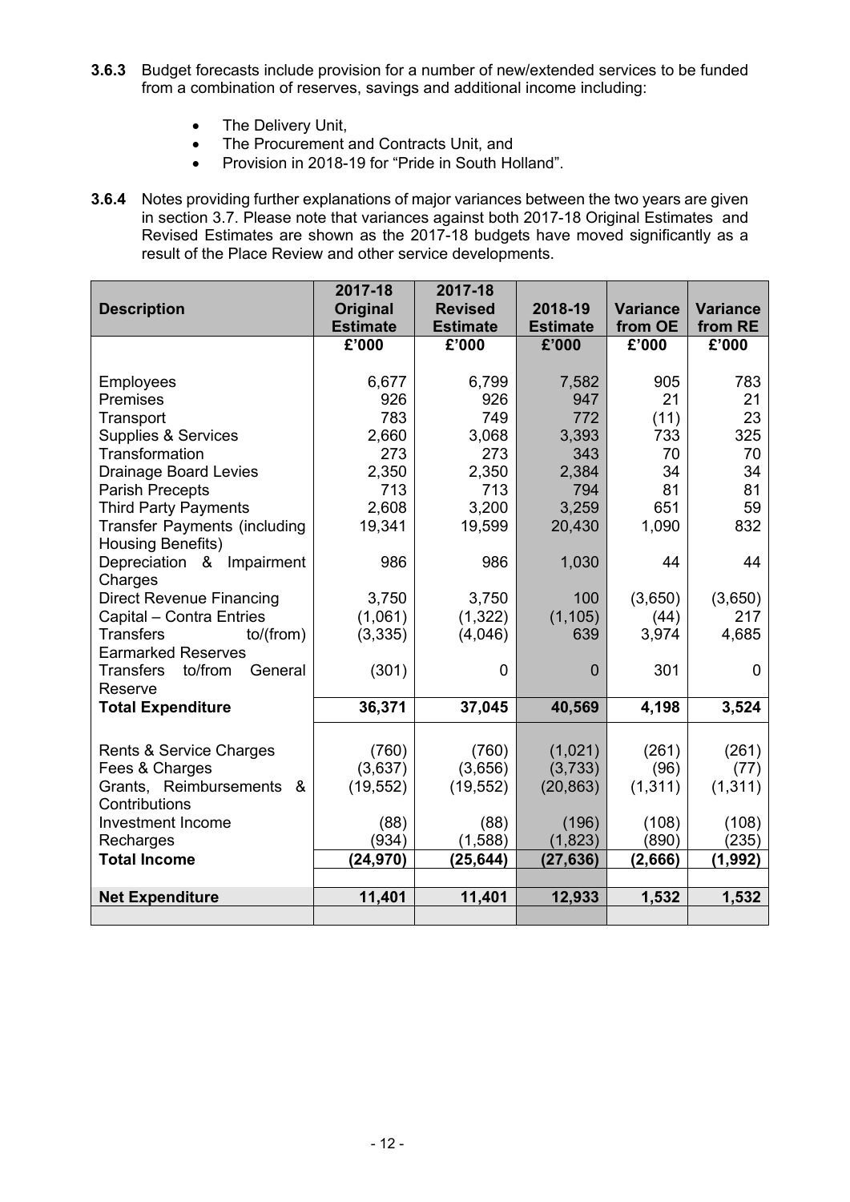**3.6.3** Budget forecasts include provision for a number of new/extended services to be funded from a combination of reserves, savings and additional income including:

- The Delivery Unit,
- The Procurement and Contracts Unit, and
- Provision in 2018-19 for "Pride in South Holland".

**3.6.4** Notes providing further explanations of major variances between the two years are given in section 3.7. Please note that variances against both 2017-18 Original Estimates and Revised Estimates are shown as the 2017-18 budgets have moved significantly as a result of the Place Review and other service developments.

| Description | 2017-18 Original Estimate | 2017-18 Revised Estimate | 2018-19 Estimate | Variance from OE | Variance from RE |
|---|---|---|---|---|---|
| | £'000 | £'000 | £'000 | £'000 | £'000 |
| Employees | 6,677 | 6,799 | 7,582 | 905 | 783 |
| Premises | 926 | 926 | 947 | 21 | 21 |
| Transport | 783 | 749 | 772 | (11) | 23 |
| Supplies & Services | 2,660 | 3,068 | 3,393 | 733 | 325 |
| Transformation | 273 | 273 | 343 | 70 | 70 |
| Drainage Board Levies | 2,350 | 2,350 | 2,384 | 34 | 34 |
| Parish Precepts | 713 | 713 | 794 | 81 | 81 |
| Third Party Payments | 2,608 | 3,200 | 3,259 | 651 | 59 |
| Transfer Payments (including Housing Benefits) | 19,341 | 19,599 | 20,430 | 1,090 | 832 |
| Depreciation & Impairment Charges | 986 | 986 | 1,030 | 44 | 44 |
| Direct Revenue Financing | 3,750 | 3,750 | 100 | (3,650) | (3,650) |
| Capital – Contra Entries | (1,061) | (1,322) | (1,105) | (44) | 217 |
| Transfers to/(from) Earmarked Reserves | (3,335) | (4,046) | 639 | 3,974 | 4,685 |
| Transfers to/from General Reserve | (301) | 0 | 0 | 301 | 0 |
| **Total Expenditure** | **36,371** | **37,045** | **40,569** | **4,198** | **3,524** |
| Rents & Service Charges | (760) | (760) | (1,021) | (261) | (261) |
| Fees & Charges | (3,637) | (3,656) | (3,733) | (96) | (77) |
| Grants, Reimbursements & Contributions | (19,552) | (19,552) | (20,863) | (1,311) | (1,311) |
| Investment Income | (88) | (88) | (196) | (108) | (108) |
| Recharges | (934) | (1,588) | (1,823) | (890) | (235) |
| **Total Income** | **(24,970)** | **(25,644)** | **(27,636)** | **(2,666)** | **(1,992)** |
| **Net Expenditure** | **11,401** | **11,401** | **12,933** | **1,532** | **1,532** |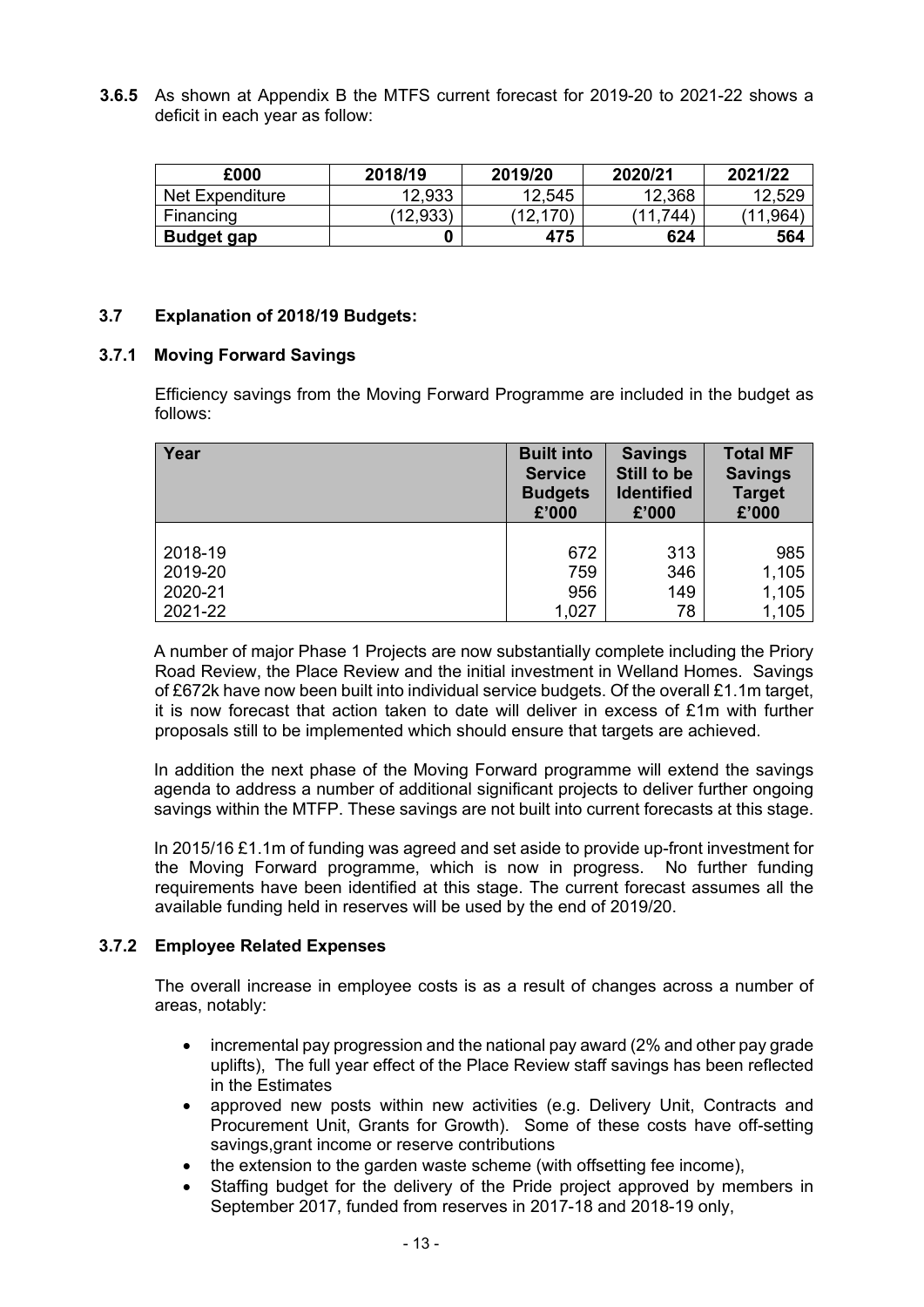**3.6.5** As shown at Appendix B the MTFS current forecast for 2019-20 to 2021-22 shows a deficit in each year as follow:

| £000 | 2018/19 | 2019/20 | 2020/21 | 2021/22 |
|---|---|---|---|---|
| Net Expenditure | 12,933 | 12,545 | 12,368 | 12,529 |
| Financing | (12,933) | (12,170) | (11,744) | (11,964) |
| **Budget gap** | **0** | **475** | **624** | **564** |

### 3.7 Explanation of 2018/19 Budgets:

#### 3.7.1 Moving Forward Savings

Efficiency savings from the Moving Forward Programme are included in the budget as follows:

| Year | Built into Service Budgets £'000 | Savings Still to be Identified £'000 | Total MF Savings Target £'000 |
|---|---|---|---|
| 2018-19 | 672 | 313 | 985 |
| 2019-20 | 759 | 346 | 1,105 |
| 2020-21 | 956 | 149 | 1,105 |
| 2021-22 | 1,027 | 78 | 1,105 |

A number of major Phase 1 Projects are now substantially complete including the Priory Road Review, the Place Review and the initial investment in Welland Homes. Savings of £672k have now been built into individual service budgets. Of the overall £1.1m target, it is now forecast that action taken to date will deliver in excess of £1m with further proposals still to be implemented which should ensure that targets are achieved.

In addition the next phase of the Moving Forward programme will extend the savings agenda to address a number of additional significant projects to deliver further ongoing savings within the MTFP. These savings are not built into current forecasts at this stage.

In 2015/16 £1.1m of funding was agreed and set aside to provide up-front investment for the Moving Forward programme, which is now in progress. No further funding requirements have been identified at this stage. The current forecast assumes all the available funding held in reserves will be used by the end of 2019/20.

#### 3.7.2 Employee Related Expenses

The overall increase in employee costs is as a result of changes across a number of areas, notably:

- incremental pay progression and the national pay award (2% and other pay grade uplifts), The full year effect of the Place Review staff savings has been reflected in the Estimates
- approved new posts within new activities (e.g. Delivery Unit, Contracts and Procurement Unit, Grants for Growth). Some of these costs have off-setting savings,grant income or reserve contributions
- the extension to the garden waste scheme (with offsetting fee income),
- Staffing budget for the delivery of the Pride project approved by members in September 2017, funded from reserves in 2017-18 and 2018-19 only,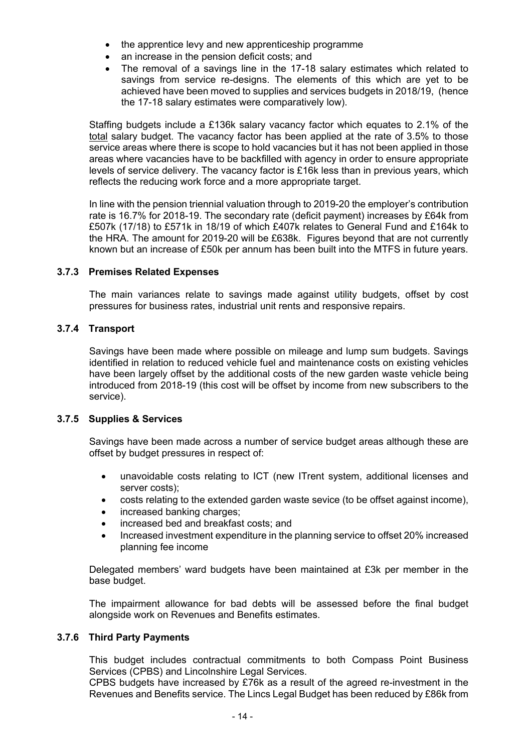- the apprentice levy and new apprenticeship programme
- an increase in the pension deficit costs; and
- The removal of a savings line in the 17-18 salary estimates which related to savings from service re-designs. The elements of this which are yet to be achieved have been moved to supplies and services budgets in 2018/19, (hence the 17-18 salary estimates were comparatively low).

Staffing budgets include a £136k salary vacancy factor which equates to 2.1% of the total salary budget. The vacancy factor has been applied at the rate of 3.5% to those service areas where there is scope to hold vacancies but it has not been applied in those areas where vacancies have to be backfilled with agency in order to ensure appropriate levels of service delivery. The vacancy factor is £16k less than in previous years, which reflects the reducing work force and a more appropriate target.

In line with the pension triennial valuation through to 2019-20 the employer's contribution rate is 16.7% for 2018-19. The secondary rate (deficit payment) increases by £64k from £507k (17/18) to £571k in 18/19 of which £407k relates to General Fund and £164k to the HRA. The amount for 2019-20 will be £638k. Figures beyond that are not currently known but an increase of £50k per annum has been built into the MTFS in future years.

### 3.7.3 Premises Related Expenses

The main variances relate to savings made against utility budgets, offset by cost pressures for business rates, industrial unit rents and responsive repairs.

### 3.7.4 Transport

Savings have been made where possible on mileage and lump sum budgets. Savings identified in relation to reduced vehicle fuel and maintenance costs on existing vehicles have been largely offset by the additional costs of the new garden waste vehicle being introduced from 2018-19 (this cost will be offset by income from new subscribers to the service).

### 3.7.5 Supplies & Services

Savings have been made across a number of service budget areas although these are offset by budget pressures in respect of:

- unavoidable costs relating to ICT (new ITrent system, additional licenses and server costs);
- costs relating to the extended garden waste sevice (to be offset against income),
- increased banking charges;
- increased bed and breakfast costs; and
- Increased investment expenditure in the planning service to offset 20% increased planning fee income

Delegated members' ward budgets have been maintained at £3k per member in the base budget.

The impairment allowance for bad debts will be assessed before the final budget alongside work on Revenues and Benefits estimates.

### 3.7.6 Third Party Payments

This budget includes contractual commitments to both Compass Point Business Services (CPBS) and Lincolnshire Legal Services.

CPBS budgets have increased by £76k as a result of the agreed re-investment in the Revenues and Benefits service. The Lincs Legal Budget has been reduced by £86k from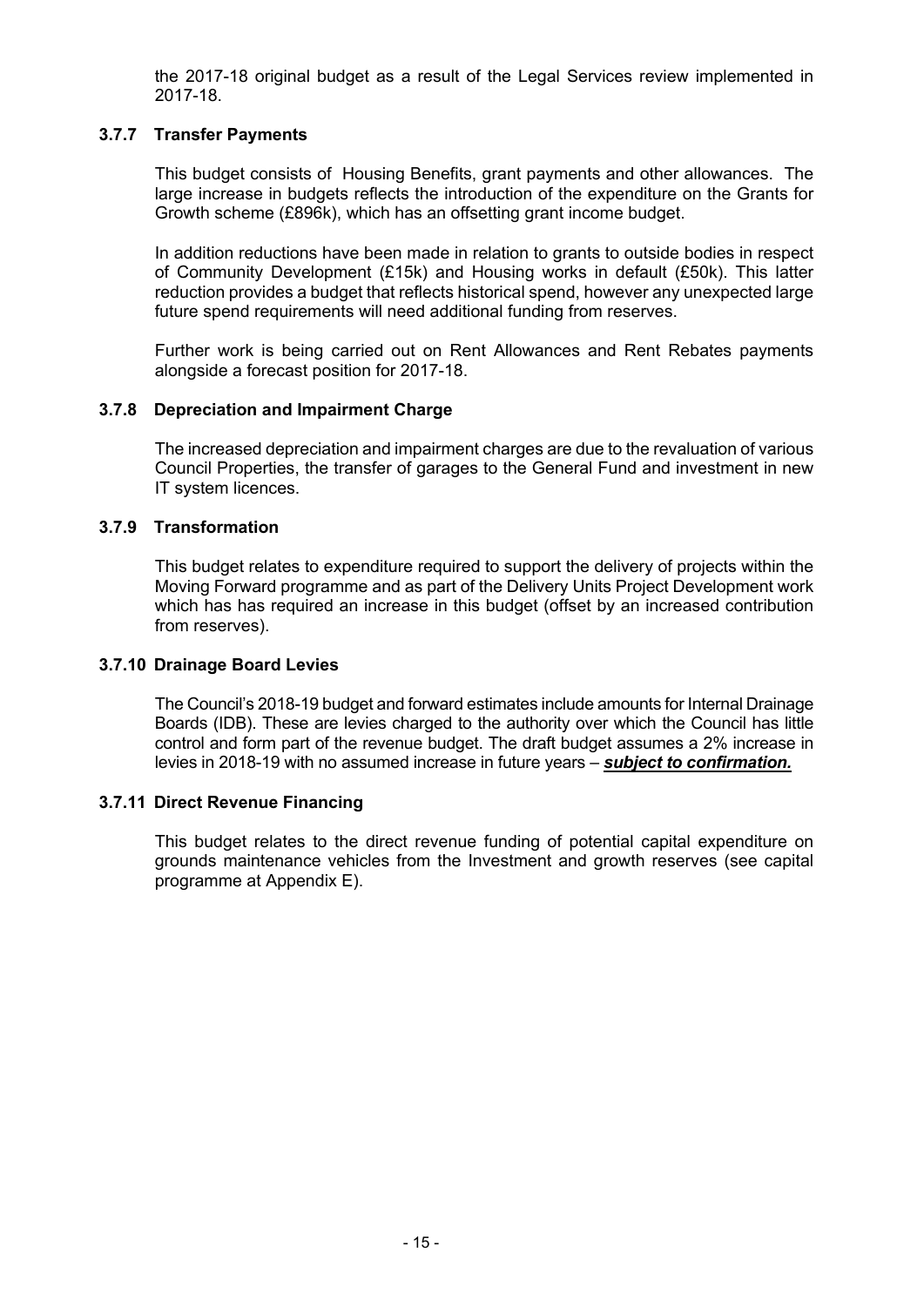the 2017-18 original budget as a result of the Legal Services review implemented in 2017-18.

### 3.7.7 Transfer Payments

This budget consists of Housing Benefits, grant payments and other allowances. The large increase in budgets reflects the introduction of the expenditure on the Grants for Growth scheme (£896k), which has an offsetting grant income budget.

In addition reductions have been made in relation to grants to outside bodies in respect of Community Development (£15k) and Housing works in default (£50k). This latter reduction provides a budget that reflects historical spend, however any unexpected large future spend requirements will need additional funding from reserves.

Further work is being carried out on Rent Allowances and Rent Rebates payments alongside a forecast position for 2017-18.

### 3.7.8 Depreciation and Impairment Charge

The increased depreciation and impairment charges are due to the revaluation of various Council Properties, the transfer of garages to the General Fund and investment in new IT system licences.

### 3.7.9 Transformation

This budget relates to expenditure required to support the delivery of projects within the Moving Forward programme and as part of the Delivery Units Project Development work which has has required an increase in this budget (offset by an increased contribution from reserves).

### 3.7.10 Drainage Board Levies

The Council's 2018-19 budget and forward estimates include amounts for Internal Drainage Boards (IDB). These are levies charged to the authority over which the Council has little control and form part of the revenue budget. The draft budget assumes a 2% increase in levies in 2018-19 with no assumed increase in future years – ***subject to confirmation.***

### 3.7.11 Direct Revenue Financing

This budget relates to the direct revenue funding of potential capital expenditure on grounds maintenance vehicles from the Investment and growth reserves (see capital programme at Appendix E).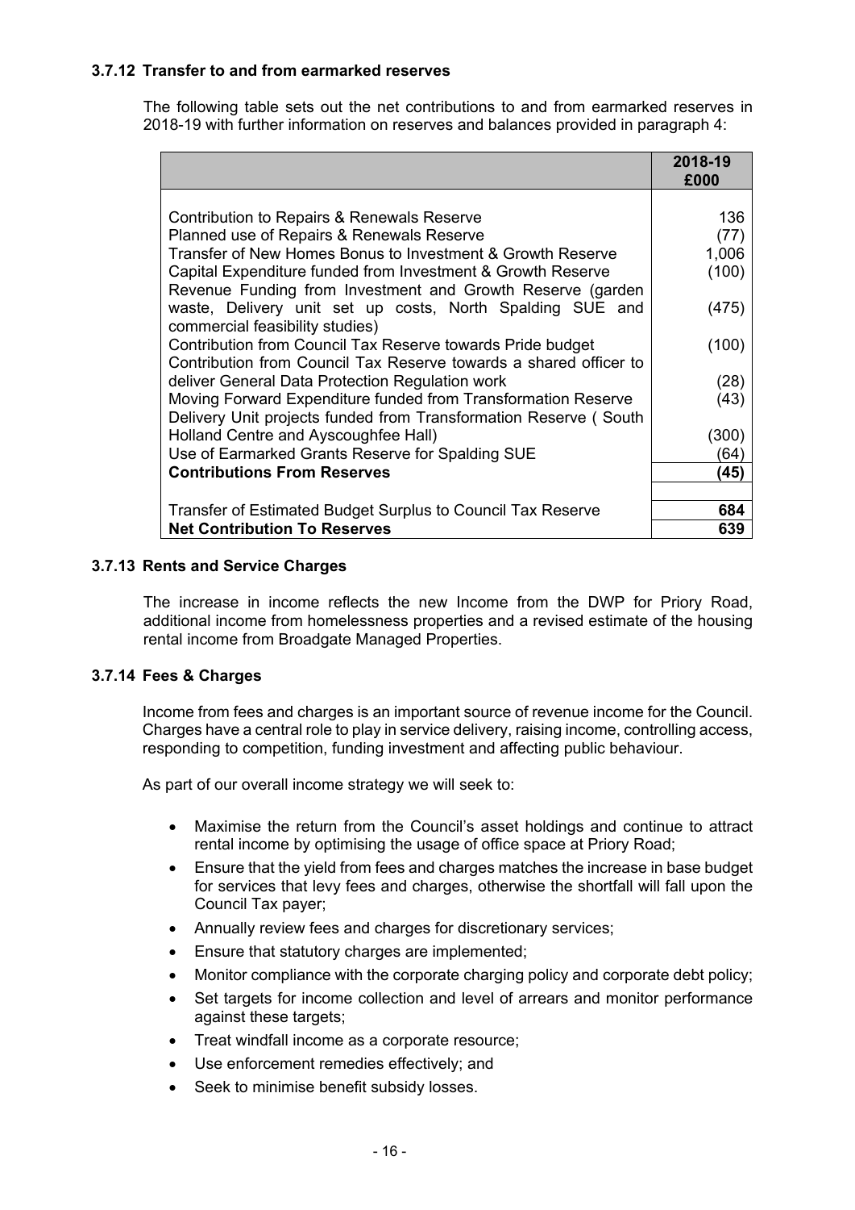### 3.7.12 Transfer to and from earmarked reserves

The following table sets out the net contributions to and from earmarked reserves in 2018-19 with further information on reserves and balances provided in paragraph 4:

| | 2018-19 £000 |
|---|---|
| Contribution to Repairs & Renewals Reserve | 136 |
| Planned use of Repairs & Renewals Reserve | (77) |
| Transfer of New Homes Bonus to Investment & Growth Reserve | 1,006 |
| Capital Expenditure funded from Investment & Growth Reserve | (100) |
| Revenue Funding from Investment and Growth Reserve (garden waste, Delivery unit set up costs, North Spalding SUE and commercial feasibility studies) | (475) |
| Contribution from Council Tax Reserve towards Pride budget | (100) |
| Contribution from Council Tax Reserve towards a shared officer to deliver General Data Protection Regulation work | (28) |
| Moving Forward Expenditure funded from Transformation Reserve | (43) |
| Delivery Unit projects funded from Transformation Reserve ( South Holland Centre and Ayscoughfee Hall) | (300) |
| Use of Earmarked Grants Reserve for Spalding SUE | (64) |
| **Contributions From Reserves** | **(45)** |
| | |
| Transfer of Estimated Budget Surplus to Council Tax Reserve | 684 |
| **Net Contribution To Reserves** | **639** |

### 3.7.13 Rents and Service Charges

The increase in income reflects the new Income from the DWP for Priory Road, additional income from homelessness properties and a revised estimate of the housing rental income from Broadgate Managed Properties.

### 3.7.14 Fees & Charges

Income from fees and charges is an important source of revenue income for the Council. Charges have a central role to play in service delivery, raising income, controlling access, responding to competition, funding investment and affecting public behaviour.

As part of our overall income strategy we will seek to:

- Maximise the return from the Council's asset holdings and continue to attract rental income by optimising the usage of office space at Priory Road;
- Ensure that the yield from fees and charges matches the increase in base budget for services that levy fees and charges, otherwise the shortfall will fall upon the Council Tax payer;
- Annually review fees and charges for discretionary services;
- Ensure that statutory charges are implemented;
- Monitor compliance with the corporate charging policy and corporate debt policy;
- Set targets for income collection and level of arrears and monitor performance against these targets;
- Treat windfall income as a corporate resource;
- Use enforcement remedies effectively; and
- Seek to minimise benefit subsidy losses.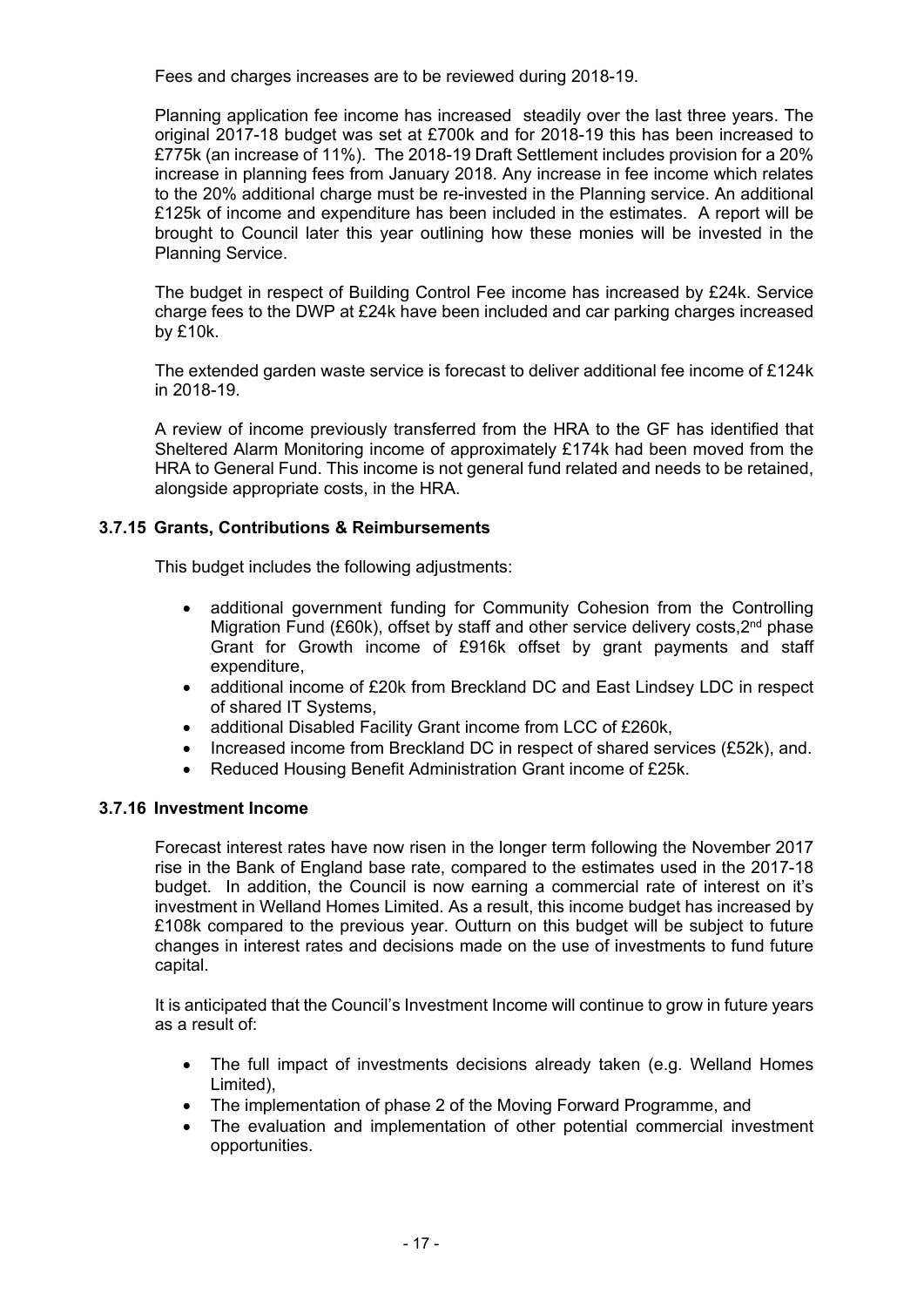Fees and charges increases are to be reviewed during 2018-19.

Planning application fee income has increased steadily over the last three years. The original 2017-18 budget was set at £700k and for 2018-19 this has been increased to £775k (an increase of 11%). The 2018-19 Draft Settlement includes provision for a 20% increase in planning fees from January 2018. Any increase in fee income which relates to the 20% additional charge must be re-invested in the Planning service. An additional £125k of income and expenditure has been included in the estimates. A report will be brought to Council later this year outlining how these monies will be invested in the Planning Service.

The budget in respect of Building Control Fee income has increased by £24k. Service charge fees to the DWP at £24k have been included and car parking charges increased by £10k.

The extended garden waste service is forecast to deliver additional fee income of £124k in 2018-19.

A review of income previously transferred from the HRA to the GF has identified that Sheltered Alarm Monitoring income of approximately £174k had been moved from the HRA to General Fund. This income is not general fund related and needs to be retained, alongside appropriate costs, in the HRA.

### 3.7.15 Grants, Contributions & Reimbursements

This budget includes the following adjustments:

- additional government funding for Community Cohesion from the Controlling Migration Fund (£60k), offset by staff and other service delivery costs, 2nd phase Grant for Growth income of £916k offset by grant payments and staff expenditure,
- additional income of £20k from Breckland DC and East Lindsey LDC in respect of shared IT Systems,
- additional Disabled Facility Grant income from LCC of £260k,
- Increased income from Breckland DC in respect of shared services (£52k), and.
- Reduced Housing Benefit Administration Grant income of £25k.

### 3.7.16 Investment Income

Forecast interest rates have now risen in the longer term following the November 2017 rise in the Bank of England base rate, compared to the estimates used in the 2017-18 budget. In addition, the Council is now earning a commercial rate of interest on it's investment in Welland Homes Limited. As a result, this income budget has increased by £108k compared to the previous year. Outturn on this budget will be subject to future changes in interest rates and decisions made on the use of investments to fund future capital.

It is anticipated that the Council's Investment Income will continue to grow in future years as a result of:

- The full impact of investments decisions already taken (e.g. Welland Homes Limited),
- The implementation of phase 2 of the Moving Forward Programme, and
- The evaluation and implementation of other potential commercial investment opportunities.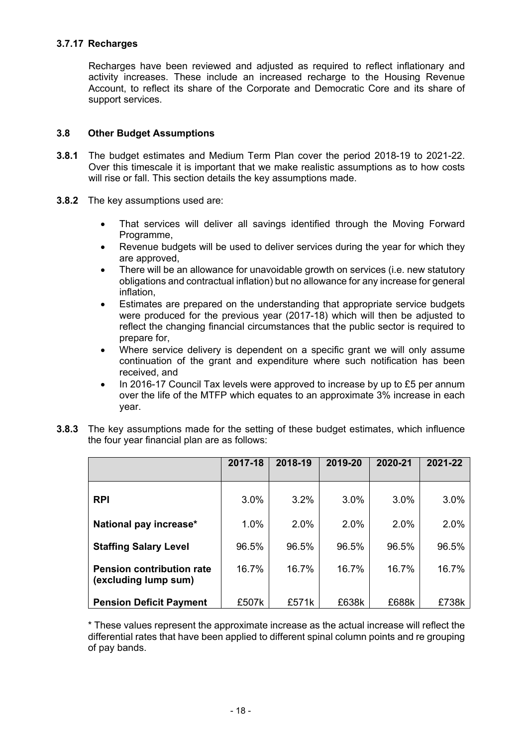### 3.7.17 Recharges

Recharges have been reviewed and adjusted as required to reflect inflationary and activity increases. These include an increased recharge to the Housing Revenue Account, to reflect its share of the Corporate and Democratic Core and its share of support services.

### 3.8 Other Budget Assumptions

**3.8.1** The budget estimates and Medium Term Plan cover the period 2018-19 to 2021-22. Over this timescale it is important that we make realistic assumptions as to how costs will rise or fall. This section details the key assumptions made.

**3.8.2** The key assumptions used are:

- That services will deliver all savings identified through the Moving Forward Programme,
- Revenue budgets will be used to deliver services during the year for which they are approved,
- There will be an allowance for unavoidable growth on services (i.e. new statutory obligations and contractual inflation) but no allowance for any increase for general inflation,
- Estimates are prepared on the understanding that appropriate service budgets were produced for the previous year (2017-18) which will then be adjusted to reflect the changing financial circumstances that the public sector is required to prepare for,
- Where service delivery is dependent on a specific grant we will only assume continuation of the grant and expenditure where such notification has been received, and
- In 2016-17 Council Tax levels were approved to increase by up to £5 per annum over the life of the MTFP which equates to an approximate 3% increase in each year.

**3.8.3** The key assumptions made for the setting of these budget estimates, which influence the four year financial plan are as follows:

| | 2017-18 | 2018-19 | 2019-20 | 2020-21 | 2021-22 |
|---|---|---|---|---|---|
| **RPI** | 3.0% | 3.2% | 3.0% | 3.0% | 3.0% |
| **National pay increase*** | 1.0% | 2.0% | 2.0% | 2.0% | 2.0% |
| **Staffing Salary Level** | 96.5% | 96.5% | 96.5% | 96.5% | 96.5% |
| **Pension contribution rate (excluding lump sum)** | 16.7% | 16.7% | 16.7% | 16.7% | 16.7% |
| **Pension Deficit Payment** | £507k | £571k | £638k | £688k | £738k |

* These values represent the approximate increase as the actual increase will reflect the differential rates that have been applied to different spinal column points and re grouping of pay bands.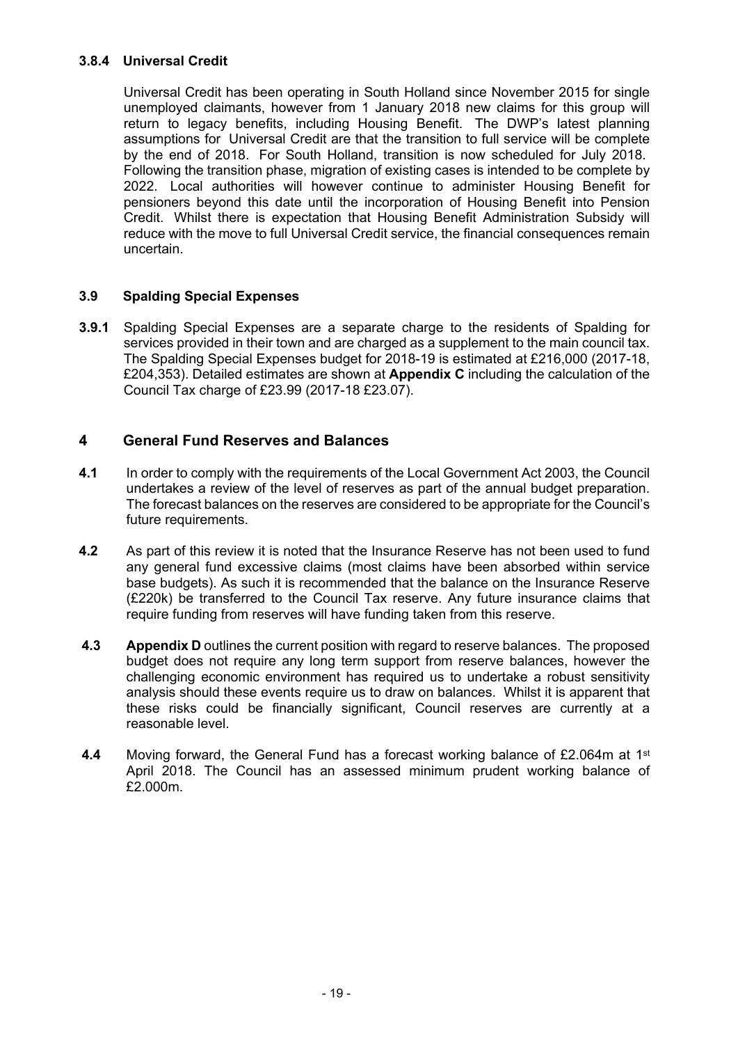#### 3.8.4 Universal Credit

Universal Credit has been operating in South Holland since November 2015 for single unemployed claimants, however from 1 January 2018 new claims for this group will return to legacy benefits, including Housing Benefit. The DWP's latest planning assumptions for Universal Credit are that the transition to full service will be complete by the end of 2018. For South Holland, transition is now scheduled for July 2018. Following the transition phase, migration of existing cases is intended to be complete by 2022. Local authorities will however continue to administer Housing Benefit for pensioners beyond this date until the incorporation of Housing Benefit into Pension Credit. Whilst there is expectation that Housing Benefit Administration Subsidy will reduce with the move to full Universal Credit service, the financial consequences remain uncertain.

### 3.9 Spalding Special Expenses

**3.9.1** Spalding Special Expenses are a separate charge to the residents of Spalding for services provided in their town and are charged as a supplement to the main council tax. The Spalding Special Expenses budget for 2018-19 is estimated at £216,000 (2017-18, £204,353). Detailed estimates are shown at **Appendix C** including the calculation of the Council Tax charge of £23.99 (2017-18 £23.07).

## 4 General Fund Reserves and Balances

**4.1** In order to comply with the requirements of the Local Government Act 2003, the Council undertakes a review of the level of reserves as part of the annual budget preparation. The forecast balances on the reserves are considered to be appropriate for the Council's future requirements.

**4.2** As part of this review it is noted that the Insurance Reserve has not been used to fund any general fund excessive claims (most claims have been absorbed within service base budgets). As such it is recommended that the balance on the Insurance Reserve (£220k) be transferred to the Council Tax reserve. Any future insurance claims that require funding from reserves will have funding taken from this reserve.

**4.3** **Appendix D** outlines the current position with regard to reserve balances. The proposed budget does not require any long term support from reserve balances, however the challenging economic environment has required us to undertake a robust sensitivity analysis should these events require us to draw on balances. Whilst it is apparent that these risks could be financially significant, Council reserves are currently at a reasonable level.

**4.4** Moving forward, the General Fund has a forecast working balance of £2.064m at 1st April 2018. The Council has an assessed minimum prudent working balance of £2.000m.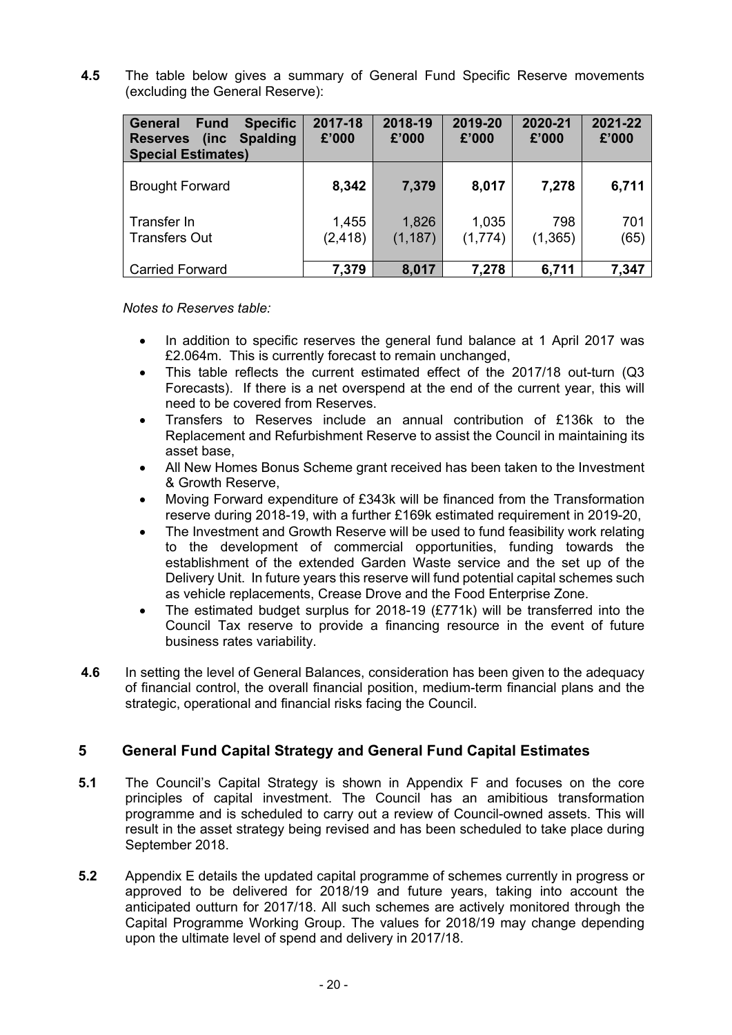**4.5** The table below gives a summary of General Fund Specific Reserve movements (excluding the General Reserve):

| General Fund Specific Reserves (inc Spalding Special Estimates) | 2017-18 £'000 | 2018-19 £'000 | 2019-20 £'000 | 2020-21 £'000 | 2021-22 £'000 |
|---|---|---|---|---|---|
| Brought Forward | **8,342** | **7,379** | **8,017** | **7,278** | **6,711** |
| Transfer In | 1,455 | 1,826 | 1,035 | 798 | 701 |
| Transfers Out | (2,418) | (1,187) | (1,774) | (1,365) | (65) |
| Carried Forward | **7,379** | **8,017** | **7,278** | **6,711** | **7,347** |

*Notes to Reserves table:*

- In addition to specific reserves the general fund balance at 1 April 2017 was £2.064m. This is currently forecast to remain unchanged,
- This table reflects the current estimated effect of the 2017/18 out-turn (Q3 Forecasts). If there is a net overspend at the end of the current year, this will need to be covered from Reserves.
- Transfers to Reserves include an annual contribution of £136k to the Replacement and Refurbishment Reserve to assist the Council in maintaining its asset base,
- All New Homes Bonus Scheme grant received has been taken to the Investment & Growth Reserve,
- Moving Forward expenditure of £343k will be financed from the Transformation reserve during 2018-19, with a further £169k estimated requirement in 2019-20,
- The Investment and Growth Reserve will be used to fund feasibility work relating to the development of commercial opportunities, funding towards the establishment of the extended Garden Waste service and the set up of the Delivery Unit. In future years this reserve will fund potential capital schemes such as vehicle replacements, Crease Drove and the Food Enterprise Zone.
- The estimated budget surplus for 2018-19 (£771k) will be transferred into the Council Tax reserve to provide a financing resource in the event of future business rates variability.

**4.6** In setting the level of General Balances, consideration has been given to the adequacy of financial control, the overall financial position, medium-term financial plans and the strategic, operational and financial risks facing the Council.

## 5 General Fund Capital Strategy and General Fund Capital Estimates

**5.1** The Council's Capital Strategy is shown in Appendix F and focuses on the core principles of capital investment. The Council has an amibitious transformation programme and is scheduled to carry out a review of Council-owned assets. This will result in the asset strategy being revised and has been scheduled to take place during September 2018.

**5.2** Appendix E details the updated capital programme of schemes currently in progress or approved to be delivered for 2018/19 and future years, taking into account the anticipated outturn for 2017/18. All such schemes are actively monitored through the Capital Programme Working Group. The values for 2018/19 may change depending upon the ultimate level of spend and delivery in 2017/18.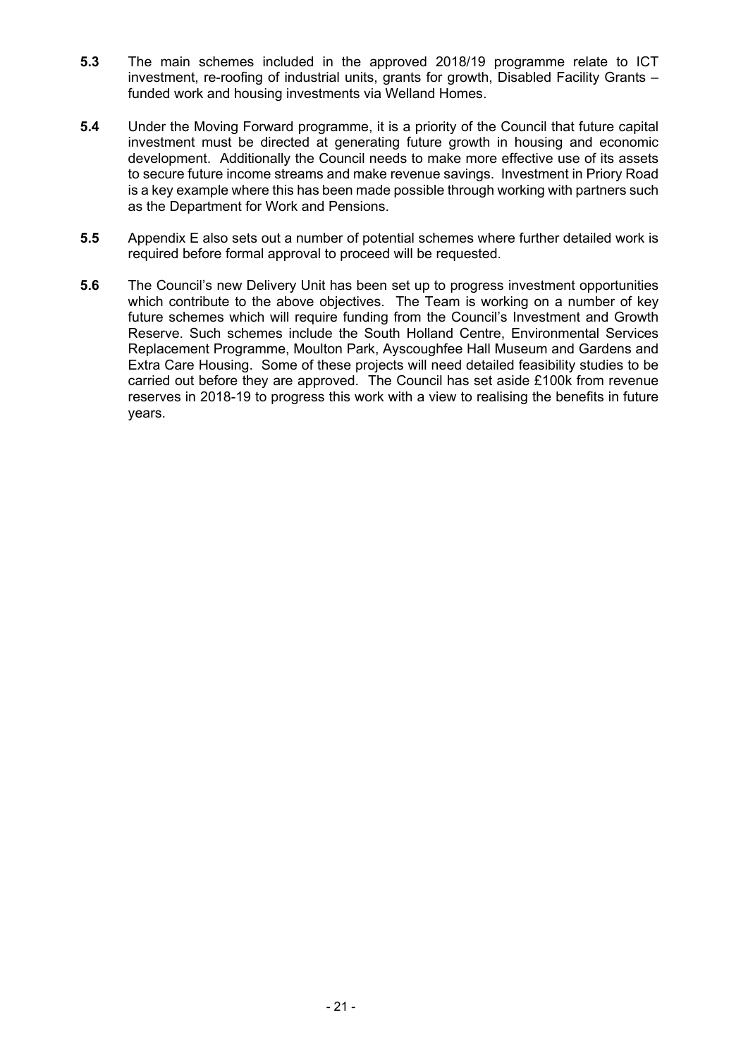**5.3** The main schemes included in the approved 2018/19 programme relate to ICT investment, re-roofing of industrial units, grants for growth, Disabled Facility Grants – funded work and housing investments via Welland Homes.

**5.4** Under the Moving Forward programme, it is a priority of the Council that future capital investment must be directed at generating future growth in housing and economic development. Additionally the Council needs to make more effective use of its assets to secure future income streams and make revenue savings. Investment in Priory Road is a key example where this has been made possible through working with partners such as the Department for Work and Pensions.

**5.5** Appendix E also sets out a number of potential schemes where further detailed work is required before formal approval to proceed will be requested.

**5.6** The Council's new Delivery Unit has been set up to progress investment opportunities which contribute to the above objectives. The Team is working on a number of key future schemes which will require funding from the Council's Investment and Growth Reserve. Such schemes include the South Holland Centre, Environmental Services Replacement Programme, Moulton Park, Ayscoughfee Hall Museum and Gardens and Extra Care Housing. Some of these projects will need detailed feasibility studies to be carried out before they are approved. The Council has set aside £100k from revenue reserves in 2018-19 to progress this work with a view to realising the benefits in future years.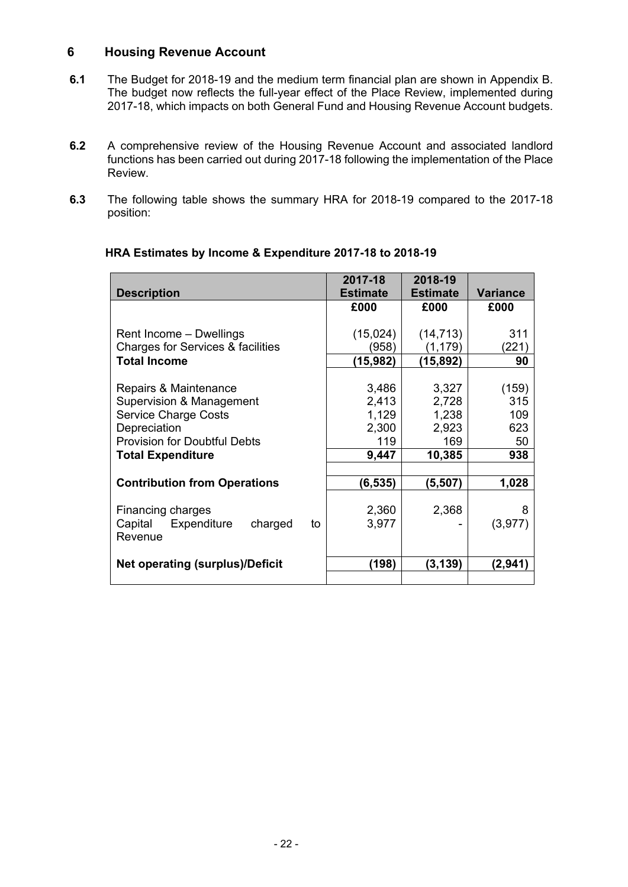## 6 Housing Revenue Account

**6.1** The Budget for 2018-19 and the medium term financial plan are shown in Appendix B. The budget now reflects the full-year effect of the Place Review, implemented during 2017-18, which impacts on both General Fund and Housing Revenue Account budgets.

**6.2** A comprehensive review of the Housing Revenue Account and associated landlord functions has been carried out during 2017-18 following the implementation of the Place Review.

**6.3** The following table shows the summary HRA for 2018-19 compared to the 2017-18 position:

**HRA Estimates by Income & Expenditure 2017-18 to 2018-19**

| Description | 2017-18 Estimate | 2018-19 Estimate | Variance |
|---|---|---|---|
| | £000 | £000 | £000 |
| Rent Income – Dwellings | (15,024) | (14,713) | 311 |
| Charges for Services & facilities | (958) | (1,179) | (221) |
| **Total Income** | **(15,982)** | **(15,892)** | **90** |
| Repairs & Maintenance | 3,486 | 3,327 | (159) |
| Supervision & Management | 2,413 | 2,728 | 315 |
| Service Charge Costs | 1,129 | 1,238 | 109 |
| Depreciation | 2,300 | 2,923 | 623 |
| Provision for Doubtful Debts | 119 | 169 | 50 |
| **Total Expenditure** | **9,447** | **10,385** | **938** |
| **Contribution from Operations** | **(6,535)** | **(5,507)** | **1,028** |
| Financing charges | 2,360 | 2,368 | 8 |
| Capital Expenditure charged to Revenue | 3,977 | - | (3,977) |
| **Net operating (surplus)/Deficit** | **(198)** | **(3,139)** | **(2,941)** |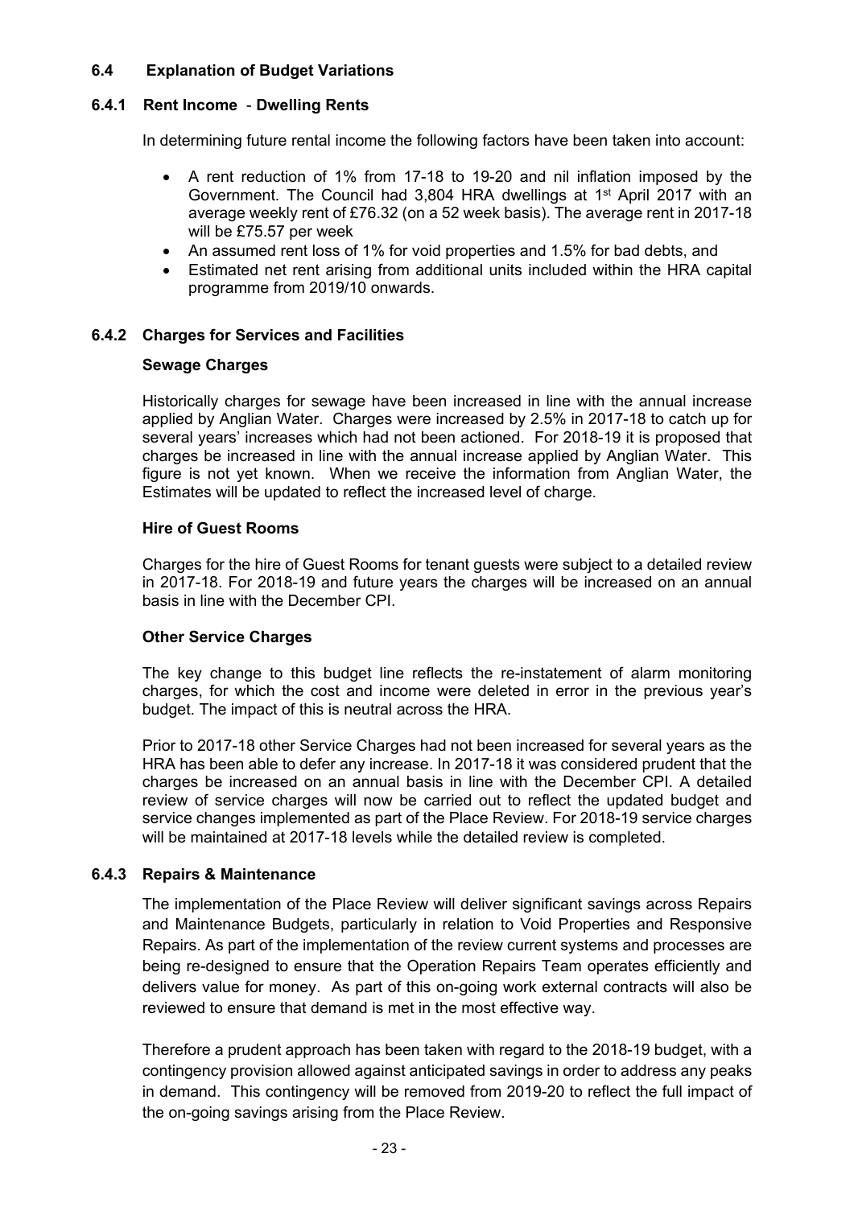## 6.4 Explanation of Budget Variations

### 6.4.1 Rent Income - Dwelling Rents

In determining future rental income the following factors have been taken into account:

- A rent reduction of 1% from 17-18 to 19-20 and nil inflation imposed by the Government. The Council had 3,804 HRA dwellings at 1st April 2017 with an average weekly rent of £76.32 (on a 52 week basis). The average rent in 2017-18 will be £75.57 per week
- An assumed rent loss of 1% for void properties and 1.5% for bad debts, and
- Estimated net rent arising from additional units included within the HRA capital programme from 2019/10 onwards.

### 6.4.2 Charges for Services and Facilities

**Sewage Charges**

Historically charges for sewage have been increased in line with the annual increase applied by Anglian Water. Charges were increased by 2.5% in 2017-18 to catch up for several years' increases which had not been actioned. For 2018-19 it is proposed that charges be increased in line with the annual increase applied by Anglian Water. This figure is not yet known. When we receive the information from Anglian Water, the Estimates will be updated to reflect the increased level of charge.

**Hire of Guest Rooms**

Charges for the hire of Guest Rooms for tenant guests were subject to a detailed review in 2017-18. For 2018-19 and future years the charges will be increased on an annual basis in line with the December CPI.

**Other Service Charges**

The key change to this budget line reflects the re-instatement of alarm monitoring charges, for which the cost and income were deleted in error in the previous year's budget. The impact of this is neutral across the HRA.

Prior to 2017-18 other Service Charges had not been increased for several years as the HRA has been able to defer any increase. In 2017-18 it was considered prudent that the charges be increased on an annual basis in line with the December CPI. A detailed review of service charges will now be carried out to reflect the updated budget and service changes implemented as part of the Place Review. For 2018-19 service charges will be maintained at 2017-18 levels while the detailed review is completed.

### 6.4.3 Repairs & Maintenance

The implementation of the Place Review will deliver significant savings across Repairs and Maintenance Budgets, particularly in relation to Void Properties and Responsive Repairs. As part of the implementation of the review current systems and processes are being re-designed to ensure that the Operation Repairs Team operates efficiently and delivers value for money. As part of this on-going work external contracts will also be reviewed to ensure that demand is met in the most effective way.

Therefore a prudent approach has been taken with regard to the 2018-19 budget, with a contingency provision allowed against anticipated savings in order to address any peaks in demand. This contingency will be removed from 2019-20 to reflect the full impact of the on-going savings arising from the Place Review.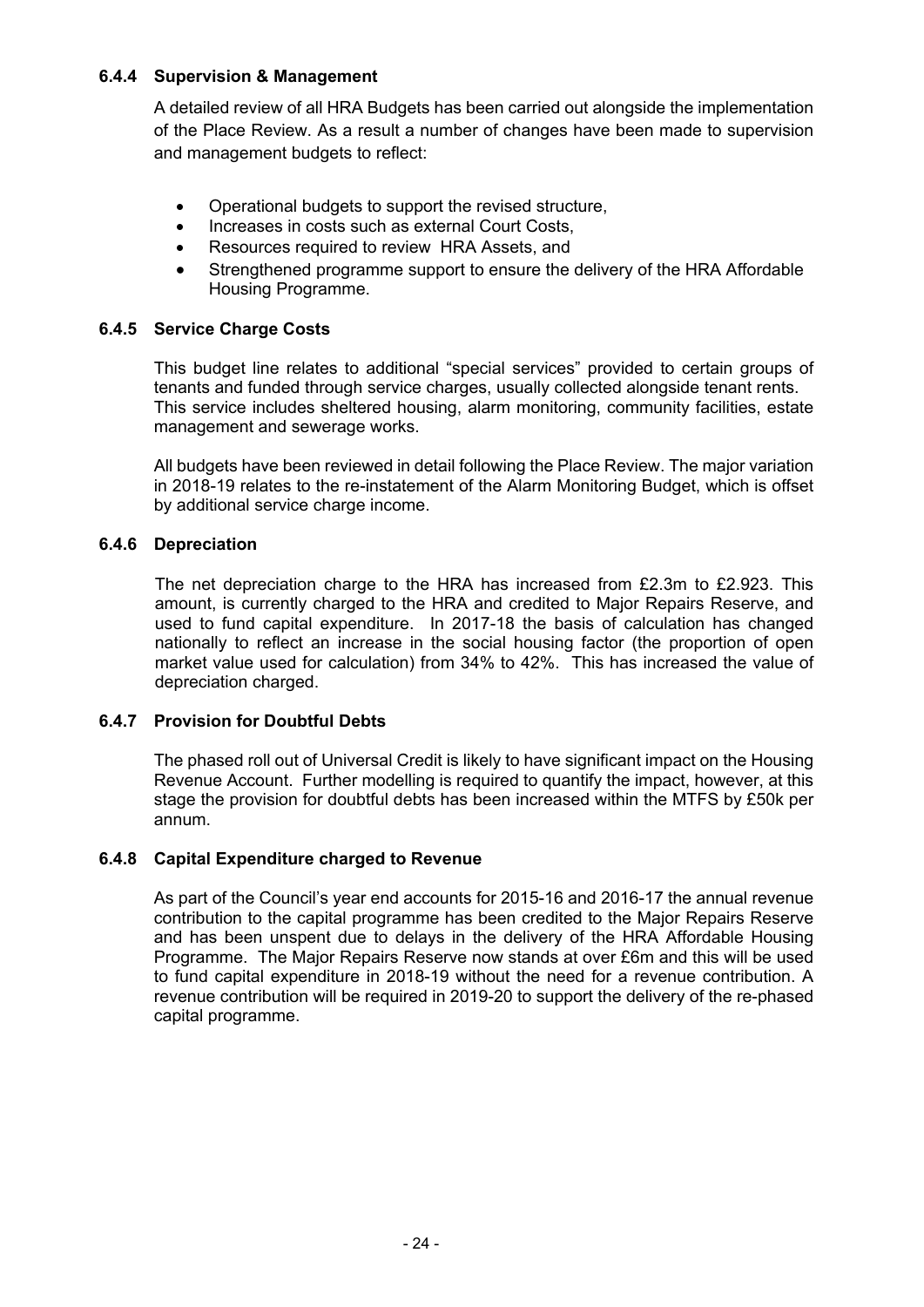#### 6.4.4 Supervision & Management

A detailed review of all HRA Budgets has been carried out alongside the implementation of the Place Review. As a result a number of changes have been made to supervision and management budgets to reflect:

- Operational budgets to support the revised structure,
- Increases in costs such as external Court Costs,
- Resources required to review HRA Assets, and
- Strengthened programme support to ensure the delivery of the HRA Affordable Housing Programme.

#### 6.4.5 Service Charge Costs

This budget line relates to additional "special services" provided to certain groups of tenants and funded through service charges, usually collected alongside tenant rents. This service includes sheltered housing, alarm monitoring, community facilities, estate management and sewerage works.

All budgets have been reviewed in detail following the Place Review. The major variation in 2018-19 relates to the re-instatement of the Alarm Monitoring Budget, which is offset by additional service charge income.

#### 6.4.6 Depreciation

The net depreciation charge to the HRA has increased from £2.3m to £2.923. This amount, is currently charged to the HRA and credited to Major Repairs Reserve, and used to fund capital expenditure. In 2017-18 the basis of calculation has changed nationally to reflect an increase in the social housing factor (the proportion of open market value used for calculation) from 34% to 42%. This has increased the value of depreciation charged.

#### 6.4.7 Provision for Doubtful Debts

The phased roll out of Universal Credit is likely to have significant impact on the Housing Revenue Account. Further modelling is required to quantify the impact, however, at this stage the provision for doubtful debts has been increased within the MTFS by £50k per annum.

#### 6.4.8 Capital Expenditure charged to Revenue

As part of the Council's year end accounts for 2015-16 and 2016-17 the annual revenue contribution to the capital programme has been credited to the Major Repairs Reserve and has been unspent due to delays in the delivery of the HRA Affordable Housing Programme. The Major Repairs Reserve now stands at over £6m and this will be used to fund capital expenditure in 2018-19 without the need for a revenue contribution. A revenue contribution will be required in 2019-20 to support the delivery of the re-phased capital programme.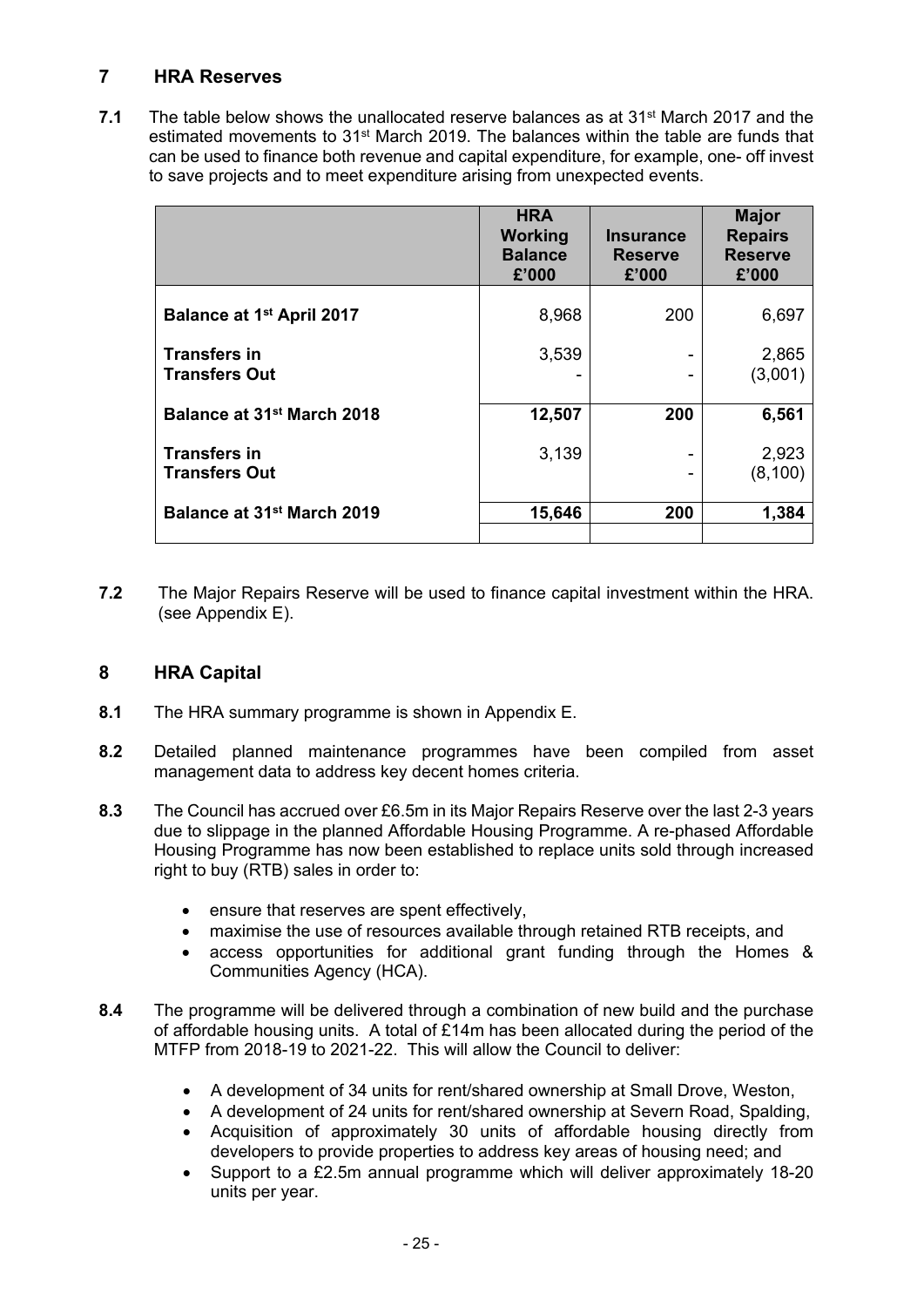## 7 HRA Reserves

**7.1** The table below shows the unallocated reserve balances as at 31st March 2017 and the estimated movements to 31st March 2019. The balances within the table are funds that can be used to finance both revenue and capital expenditure, for example, one- off invest to save projects and to meet expenditure arising from unexpected events.

| | HRA Working Balance £'000 | Insurance Reserve £'000 | Major Repairs Reserve £'000 |
|---|---|---|---|
| **Balance at 1st April 2017** | 8,968 | 200 | 6,697 |
| **Transfers in** | 3,539 | - | 2,865 |
| **Transfers Out** | - | - | (3,001) |
| **Balance at 31st March 2018** | **12,507** | **200** | **6,561** |
| **Transfers in** | 3,139 | - | 2,923 |
| **Transfers Out** | | - | (8,100) |
| **Balance at 31st March 2019** | **15,646** | **200** | **1,384** |

**7.2** The Major Repairs Reserve will be used to finance capital investment within the HRA. (see Appendix E).

## 8 HRA Capital

**8.1** The HRA summary programme is shown in Appendix E.

**8.2** Detailed planned maintenance programmes have been compiled from asset management data to address key decent homes criteria.

**8.3** The Council has accrued over £6.5m in its Major Repairs Reserve over the last 2-3 years due to slippage in the planned Affordable Housing Programme. A re-phased Affordable Housing Programme has now been established to replace units sold through increased right to buy (RTB) sales in order to:

- ensure that reserves are spent effectively,
- maximise the use of resources available through retained RTB receipts, and
- access opportunities for additional grant funding through the Homes & Communities Agency (HCA).

**8.4** The programme will be delivered through a combination of new build and the purchase of affordable housing units. A total of £14m has been allocated during the period of the MTFP from 2018-19 to 2021-22. This will allow the Council to deliver:

- A development of 34 units for rent/shared ownership at Small Drove, Weston,
- A development of 24 units for rent/shared ownership at Severn Road, Spalding,
- Acquisition of approximately 30 units of affordable housing directly from developers to provide properties to address key areas of housing need; and
- Support to a £2.5m annual programme which will deliver approximately 18-20 units per year.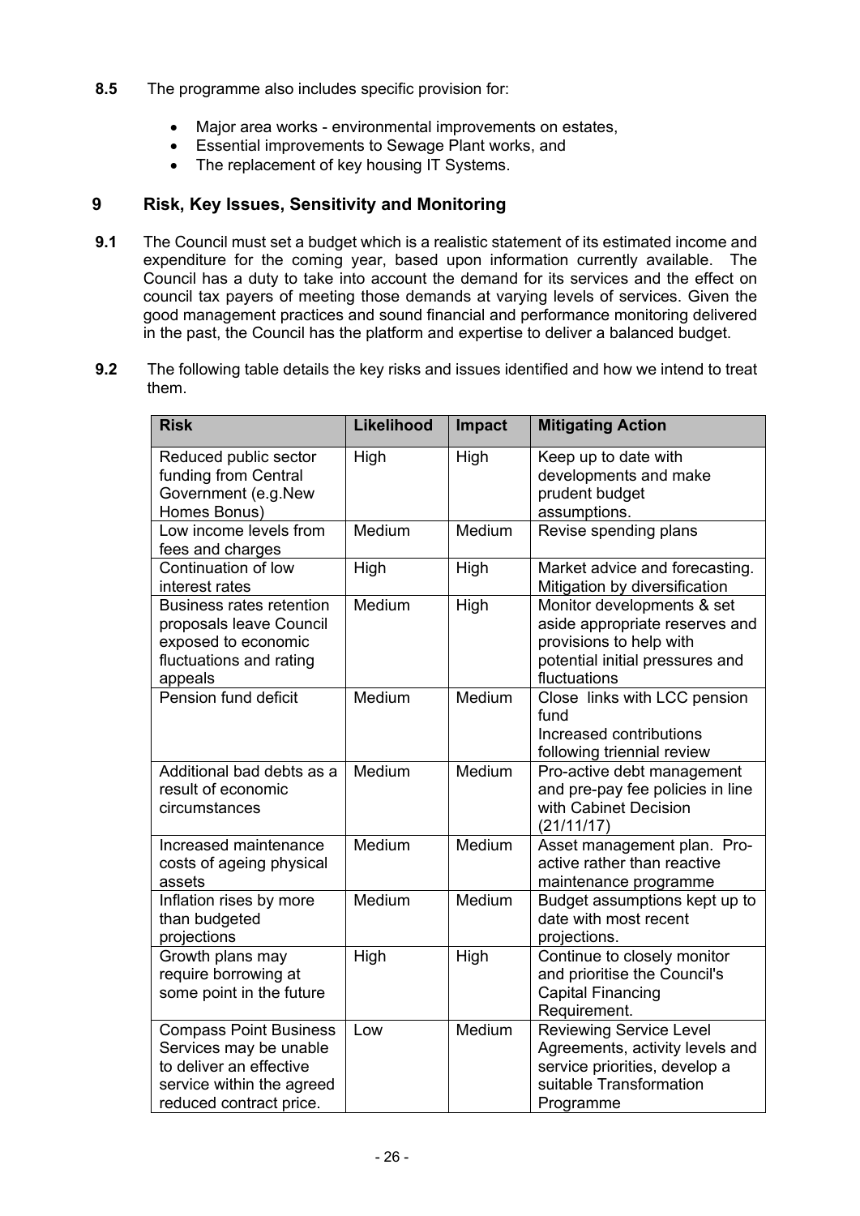**8.5** The programme also includes specific provision for:

- Major area works - environmental improvements on estates,
- Essential improvements to Sewage Plant works, and
- The replacement of key housing IT Systems.

## 9 Risk, Key Issues, Sensitivity and Monitoring

**9.1** The Council must set a budget which is a realistic statement of its estimated income and expenditure for the coming year, based upon information currently available. The Council has a duty to take into account the demand for its services and the effect on council tax payers of meeting those demands at varying levels of services. Given the good management practices and sound financial and performance monitoring delivered in the past, the Council has the platform and expertise to deliver a balanced budget.

**9.2** The following table details the key risks and issues identified and how we intend to treat them.

| Risk | Likelihood | Impact | Mitigating Action |
|---|---|---|---|
| Reduced public sector funding from Central Government (e.g.New Homes Bonus) | High | High | Keep up to date with developments and make prudent budget assumptions. |
| Low income levels from fees and charges | Medium | Medium | Revise spending plans |
| Continuation of low interest rates | High | High | Market advice and forecasting. Mitigation by diversification |
| Business rates retention proposals leave Council exposed to economic fluctuations and rating appeals | Medium | High | Monitor developments & set aside appropriate reserves and provisions to help with potential initial pressures and fluctuations |
| Pension fund deficit | Medium | Medium | Close links with LCC pension fund<br>Increased contributions following triennial review |
| Additional bad debts as a result of economic circumstances | Medium | Medium | Pro-active debt management and pre-pay fee policies in line with Cabinet Decision (21/11/17) |
| Increased maintenance costs of ageing physical assets | Medium | Medium | Asset management plan. Pro-active rather than reactive maintenance programme |
| Inflation rises by more than budgeted projections | Medium | Medium | Budget assumptions kept up to date with most recent projections. |
| Growth plans may require borrowing at some point in the future | High | High | Continue to closely monitor and prioritise the Council's Capital Financing Requirement. |
| Compass Point Business Services may be unable to deliver an effective service within the agreed reduced contract price. | Low | Medium | Reviewing Service Level Agreements, activity levels and service priorities, develop a suitable Transformation Programme |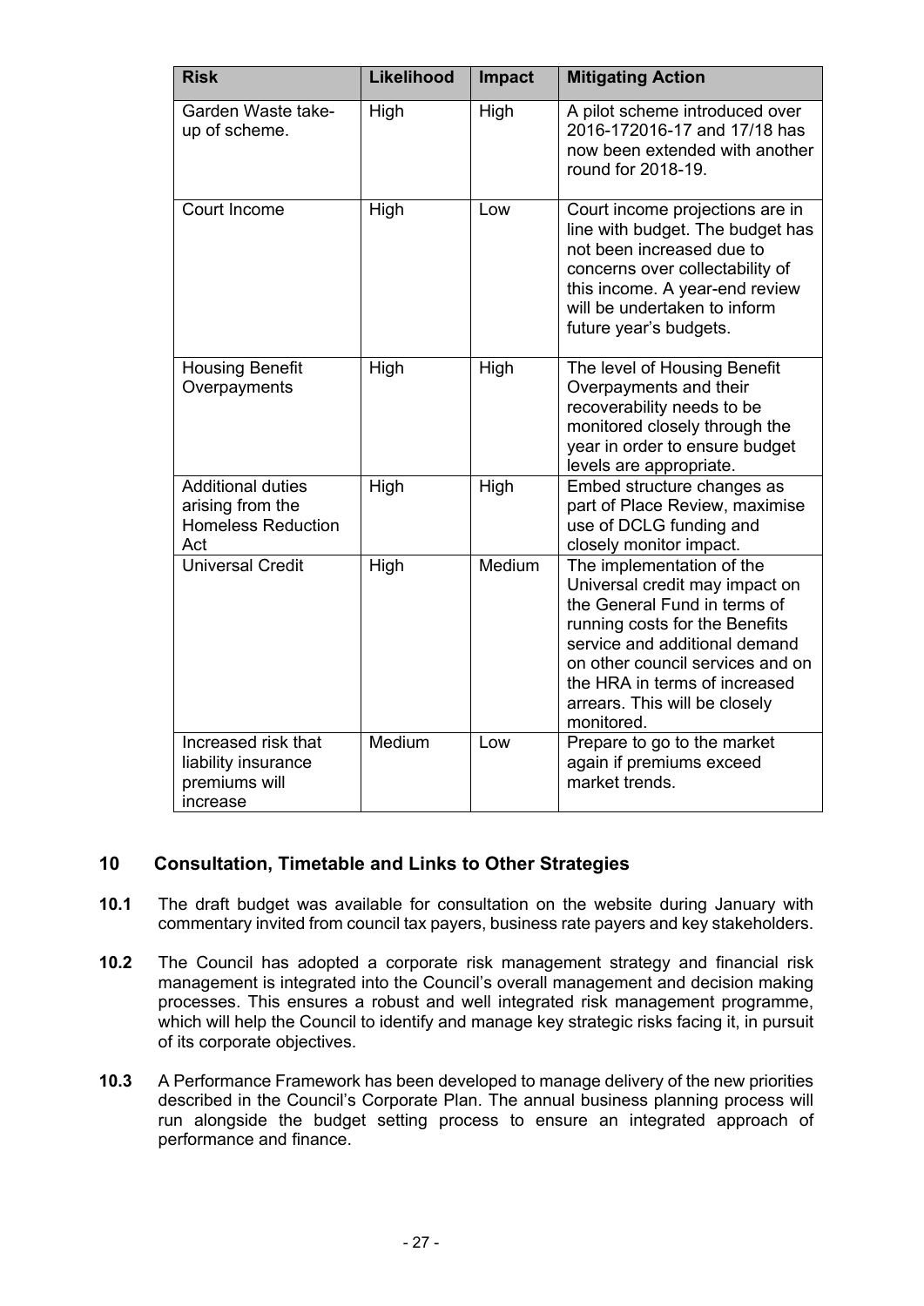| Risk | Likelihood | Impact | Mitigating Action |
|---|---|---|---|
| Garden Waste take-up of scheme. | High | High | A pilot scheme introduced over 2016-172016-17 and 17/18 has now been extended with another round for 2018-19. |
| Court Income | High | Low | Court income projections are in line with budget. The budget has not been increased due to concerns over collectability of this income. A year-end review will be undertaken to inform future year's budgets. |
| Housing Benefit Overpayments | High | High | The level of Housing Benefit Overpayments and their recoverability needs to be monitored closely through the year in order to ensure budget levels are appropriate. |
| Additional duties arising from the Homeless Reduction Act | High | High | Embed structure changes as part of Place Review, maximise use of DCLG funding and closely monitor impact. |
| Universal Credit | High | Medium | The implementation of the Universal credit may impact on the General Fund in terms of running costs for the Benefits service and additional demand on other council services and on the HRA in terms of increased arrears. This will be closely monitored. |
| Increased risk that liability insurance premiums will increase | Medium | Low | Prepare to go to the market again if premiums exceed market trends. |

## 10 Consultation, Timetable and Links to Other Strategies

**10.1** The draft budget was available for consultation on the website during January with commentary invited from council tax payers, business rate payers and key stakeholders.

**10.2** The Council has adopted a corporate risk management strategy and financial risk management is integrated into the Council's overall management and decision making processes. This ensures a robust and well integrated risk management programme, which will help the Council to identify and manage key strategic risks facing it, in pursuit of its corporate objectives.

**10.3** A Performance Framework has been developed to manage delivery of the new priorities described in the Council's Corporate Plan. The annual business planning process will run alongside the budget setting process to ensure an integrated approach of performance and finance.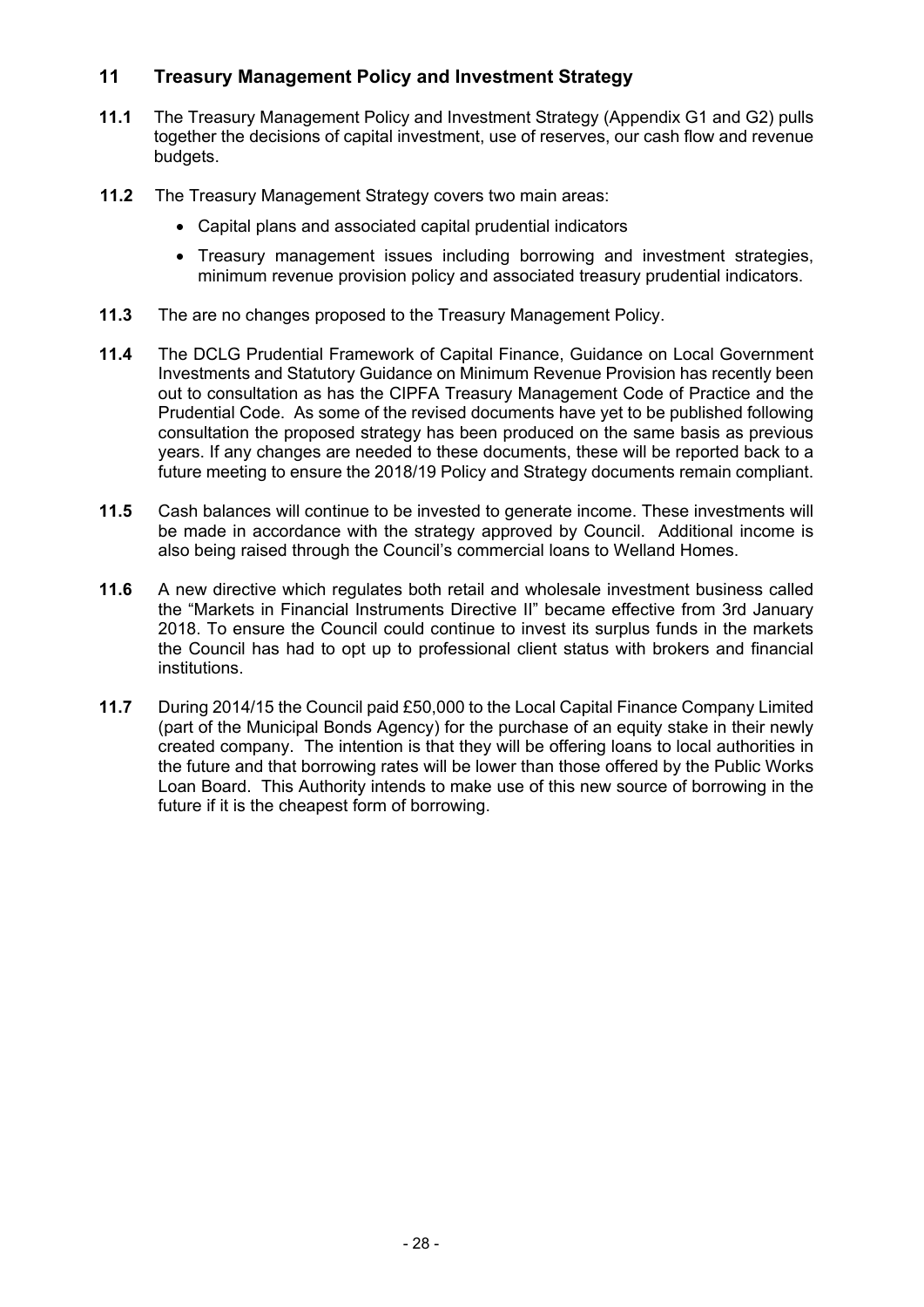## 11 Treasury Management Policy and Investment Strategy

**11.1** The Treasury Management Policy and Investment Strategy (Appendix G1 and G2) pulls together the decisions of capital investment, use of reserves, our cash flow and revenue budgets.

**11.2** The Treasury Management Strategy covers two main areas:

- Capital plans and associated capital prudential indicators
- Treasury management issues including borrowing and investment strategies, minimum revenue provision policy and associated treasury prudential indicators.

**11.3** The are no changes proposed to the Treasury Management Policy.

**11.4** The DCLG Prudential Framework of Capital Finance, Guidance on Local Government Investments and Statutory Guidance on Minimum Revenue Provision has recently been out to consultation as has the CIPFA Treasury Management Code of Practice and the Prudential Code. As some of the revised documents have yet to be published following consultation the proposed strategy has been produced on the same basis as previous years. If any changes are needed to these documents, these will be reported back to a future meeting to ensure the 2018/19 Policy and Strategy documents remain compliant.

**11.5** Cash balances will continue to be invested to generate income. These investments will be made in accordance with the strategy approved by Council. Additional income is also being raised through the Council's commercial loans to Welland Homes.

**11.6** A new directive which regulates both retail and wholesale investment business called the "Markets in Financial Instruments Directive II" became effective from 3rd January 2018. To ensure the Council could continue to invest its surplus funds in the markets the Council has had to opt up to professional client status with brokers and financial institutions.

**11.7** During 2014/15 the Council paid £50,000 to the Local Capital Finance Company Limited (part of the Municipal Bonds Agency) for the purchase of an equity stake in their newly created company. The intention is that they will be offering loans to local authorities in the future and that borrowing rates will be lower than those offered by the Public Works Loan Board. This Authority intends to make use of this new source of borrowing in the future if it is the cheapest form of borrowing.